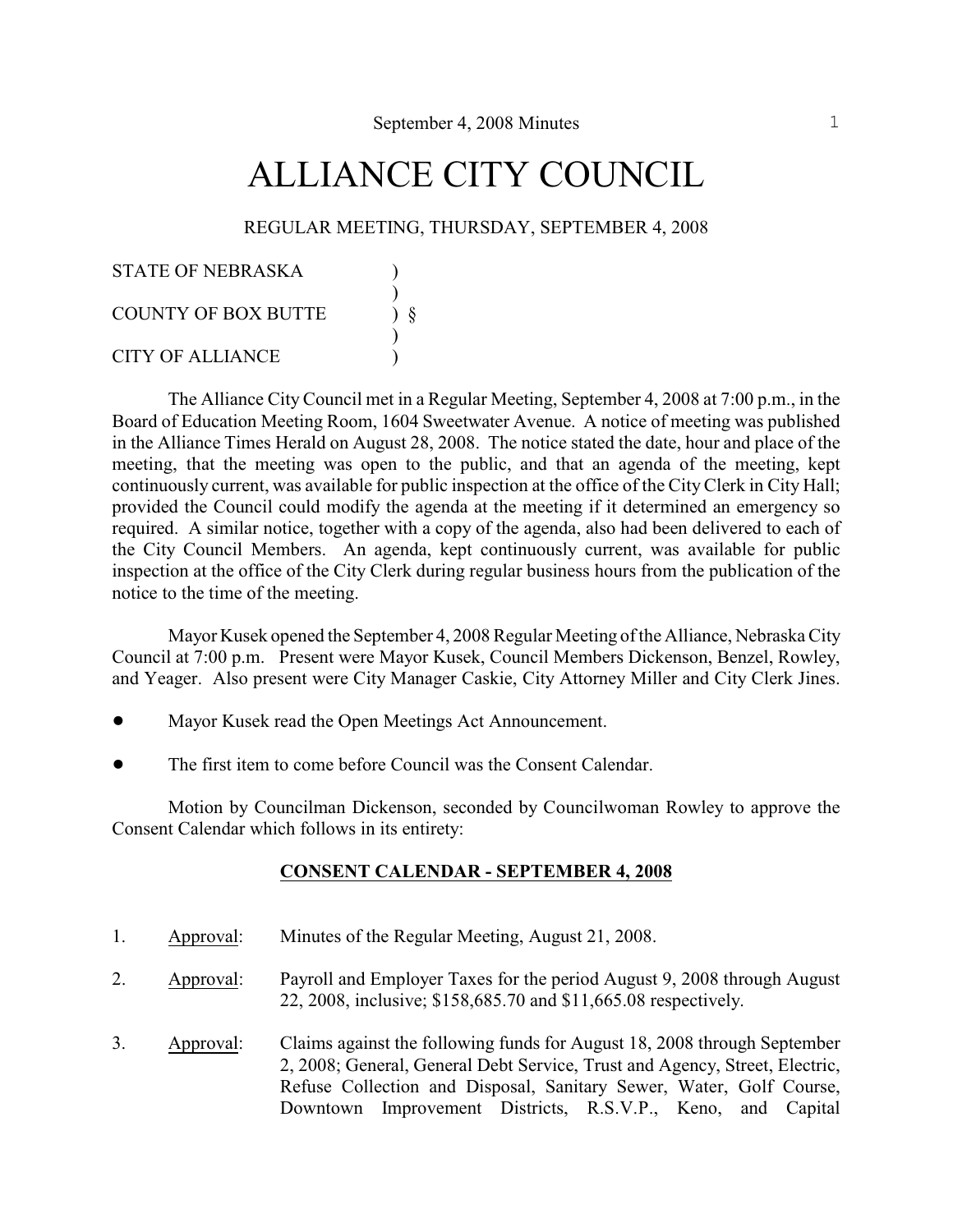September 4, 2008 Minutes

# ALLIANCE CITY COUNCIL

REGULAR MEETING, THURSDAY, SEPTEMBER 4, 2008

STATE OF NEBRASKA )
)
COUNTY OF BOX BUTTE ) §
)
CITY OF ALLIANCE )

The Alliance City Council met in a Regular Meeting, September 4, 2008 at 7:00 p.m., in the Board of Education Meeting Room, 1604 Sweetwater Avenue. A notice of meeting was published in the Alliance Times Herald on August 28, 2008. The notice stated the date, hour and place of the meeting, that the meeting was open to the public, and that an agenda of the meeting, kept continuously current, was available for public inspection at the office of the City Clerk in City Hall; provided the Council could modify the agenda at the meeting if it determined an emergency so required. A similar notice, together with a copy of the agenda, also had been delivered to each of the City Council Members. An agenda, kept continuously current, was available for public inspection at the office of the City Clerk during regular business hours from the publication of the notice to the time of the meeting.

Mayor Kusek opened the September 4, 2008 Regular Meeting of the Alliance, Nebraska City Council at 7:00 p.m. Present were Mayor Kusek, Council Members Dickenson, Benzel, Rowley, and Yeager. Also present were City Manager Caskie, City Attorney Miller and City Clerk Jines.

- Mayor Kusek read the Open Meetings Act Announcement.
- The first item to come before Council was the Consent Calendar.

Motion by Councilman Dickenson, seconded by Councilwoman Rowley to approve the Consent Calendar which follows in its entirety:

**CONSENT CALENDAR - SEPTEMBER 4, 2008**

1. Approval: Minutes of the Regular Meeting, August 21, 2008.
2. Approval: Payroll and Employer Taxes for the period August 9, 2008 through August 22, 2008, inclusive; $158,685.70 and $11,665.08 respectively.
3. Approval: Claims against the following funds for August 18, 2008 through September 2, 2008; General, General Debt Service, Trust and Agency, Street, Electric, Refuse Collection and Disposal, Sanitary Sewer, Water, Golf Course, Downtown Improvement Districts, R.S.V.P., Keno, and Capital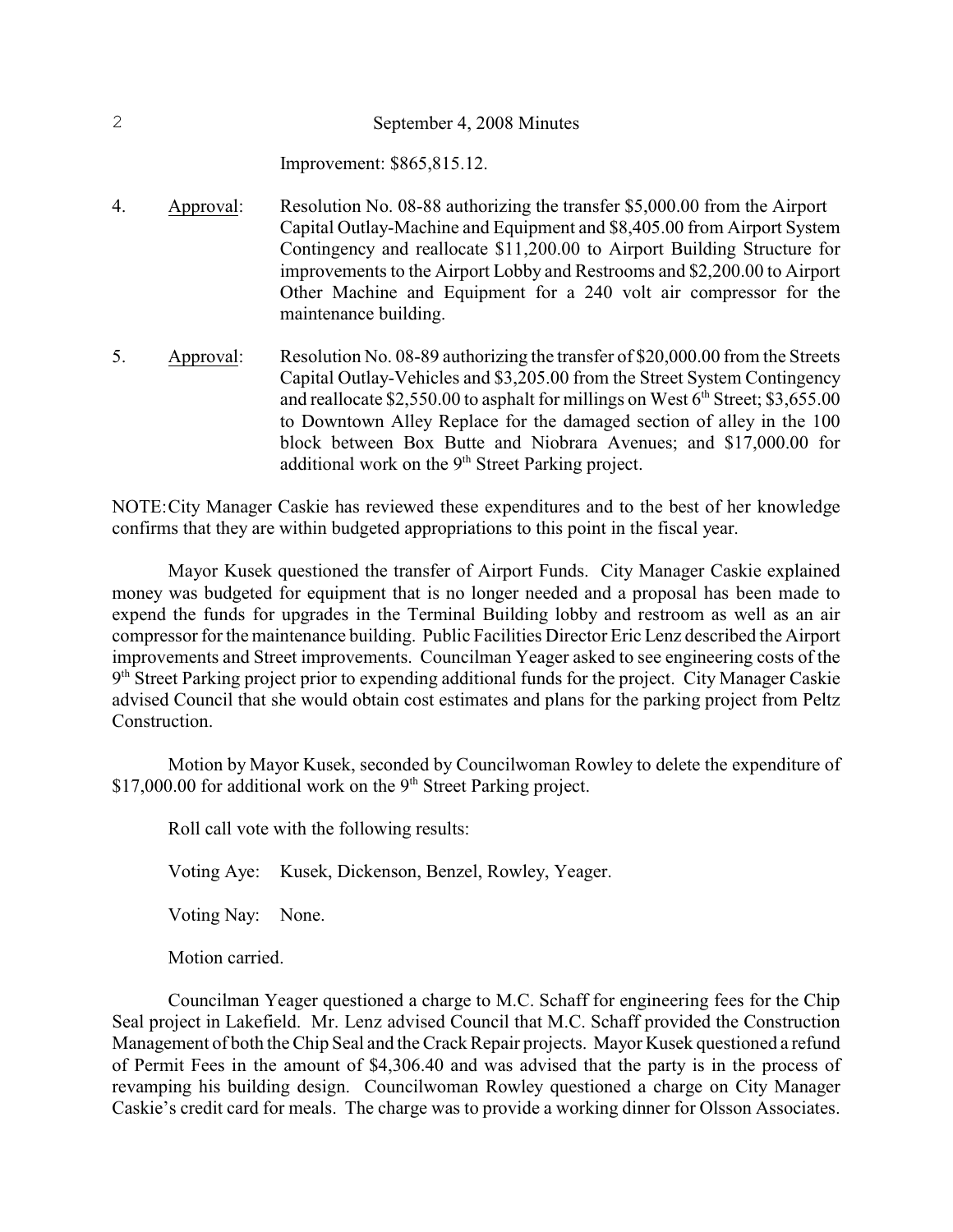Improvement: $865,815.12.

4. Approval: Resolution No. 08-88 authorizing the transfer $5,000.00 from the Airport Capital Outlay-Machine and Equipment and $8,405.00 from Airport System Contingency and reallocate $11,200.00 to Airport Building Structure for improvements to the Airport Lobby and Restrooms and $2,200.00 to Airport Other Machine and Equipment for a 240 volt air compressor for the maintenance building.

5. Approval: Resolution No. 08-89 authorizing the transfer of $20,000.00 from the Streets Capital Outlay-Vehicles and $3,205.00 from the Street System Contingency and reallocate $2,550.00 to asphalt for millings on West 6th Street; $3,655.00 to Downtown Alley Replace for the damaged section of alley in the 100 block between Box Butte and Niobrara Avenues; and $17,000.00 for additional work on the 9th Street Parking project.

NOTE: City Manager Caskie has reviewed these expenditures and to the best of her knowledge confirms that they are within budgeted appropriations to this point in the fiscal year.

Mayor Kusek questioned the transfer of Airport Funds. City Manager Caskie explained money was budgeted for equipment that is no longer needed and a proposal has been made to expend the funds for upgrades in the Terminal Building lobby and restroom as well as an air compressor for the maintenance building. Public Facilities Director Eric Lenz described the Airport improvements and Street improvements. Councilman Yeager asked to see engineering costs of the 9th Street Parking project prior to expending additional funds for the project. City Manager Caskie advised Council that she would obtain cost estimates and plans for the parking project from Peltz Construction.

Motion by Mayor Kusek, seconded by Councilwoman Rowley to delete the expenditure of $17,000.00 for additional work on the 9th Street Parking project.

Roll call vote with the following results:

Voting Aye: Kusek, Dickenson, Benzel, Rowley, Yeager.

Voting Nay: None.

Motion carried.

Councilman Yeager questioned a charge to M.C. Schaff for engineering fees for the Chip Seal project in Lakefield. Mr. Lenz advised Council that M.C. Schaff provided the Construction Management of both the Chip Seal and the Crack Repair projects. Mayor Kusek questioned a refund of Permit Fees in the amount of $4,306.40 and was advised that the party is in the process of revamping his building design. Councilwoman Rowley questioned a charge on City Manager Caskie's credit card for meals. The charge was to provide a working dinner for Olsson Associates.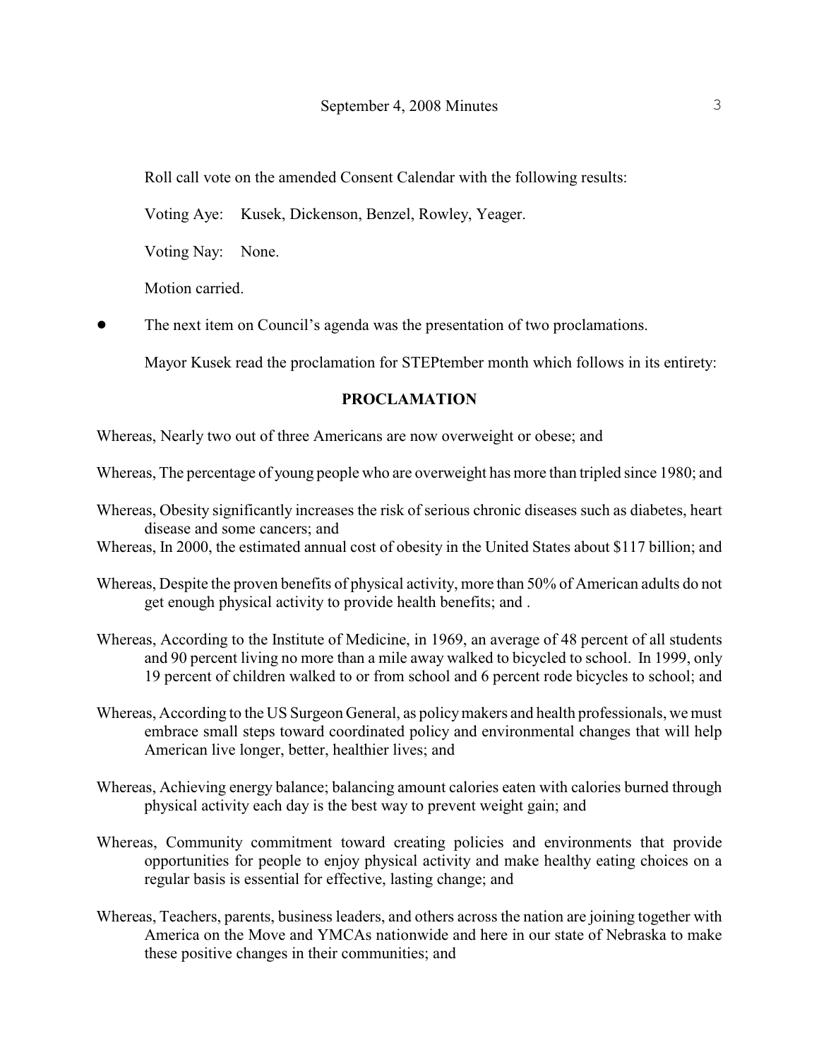Roll call vote on the amended Consent Calendar with the following results:

Voting Aye: Kusek, Dickenson, Benzel, Rowley, Yeager.

Voting Nay: None.

Motion carried.

- The next item on Council's agenda was the presentation of two proclamations.

  Mayor Kusek read the proclamation for STEPtember month which follows in its entirety:

**PROCLAMATION**

Whereas, Nearly two out of three Americans are now overweight or obese; and

Whereas, The percentage of young people who are overweight has more than tripled since 1980; and

Whereas, Obesity significantly increases the risk of serious chronic diseases such as diabetes, heart disease and some cancers; and

Whereas, In 2000, the estimated annual cost of obesity in the United States about $117 billion; and

Whereas, Despite the proven benefits of physical activity, more than 50% of American adults do not get enough physical activity to provide health benefits; and .

Whereas, According to the Institute of Medicine, in 1969, an average of 48 percent of all students and 90 percent living no more than a mile away walked to bicycled to school. In 1999, only 19 percent of children walked to or from school and 6 percent rode bicycles to school; and

Whereas, According to the US Surgeon General, as policy makers and health professionals, we must embrace small steps toward coordinated policy and environmental changes that will help American live longer, better, healthier lives; and

Whereas, Achieving energy balance; balancing amount calories eaten with calories burned through physical activity each day is the best way to prevent weight gain; and

Whereas, Community commitment toward creating policies and environments that provide opportunities for people to enjoy physical activity and make healthy eating choices on a regular basis is essential for effective, lasting change; and

Whereas, Teachers, parents, business leaders, and others across the nation are joining together with America on the Move and YMCAs nationwide and here in our state of Nebraska to make these positive changes in their communities; and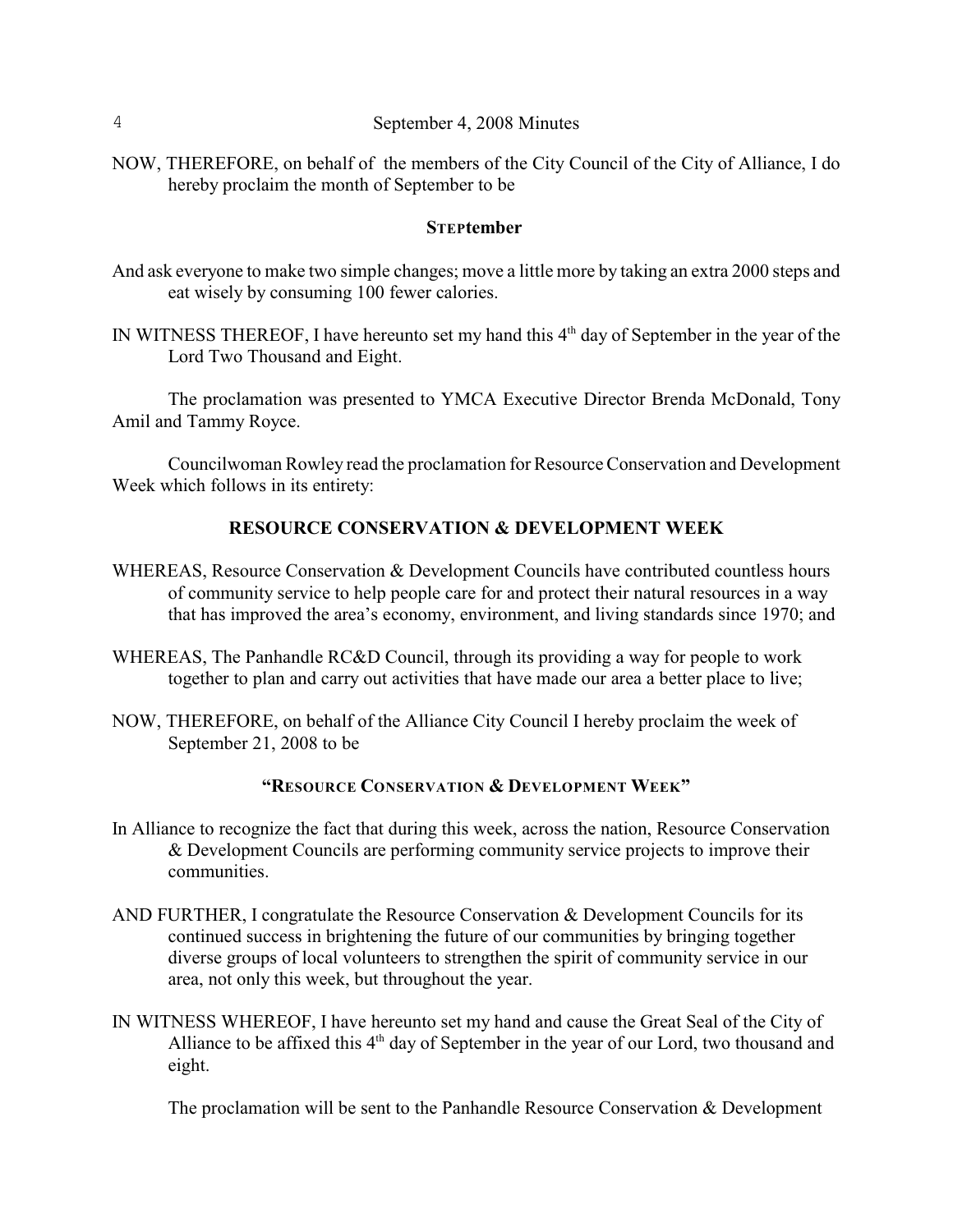NOW, THEREFORE, on behalf of the members of the City Council of the City of Alliance, I do hereby proclaim the month of September to be

**STEPtember**

And ask everyone to make two simple changes; move a little more by taking an extra 2000 steps and eat wisely by consuming 100 fewer calories.

IN WITNESS THEREOF, I have hereunto set my hand this 4th day of September in the year of the Lord Two Thousand and Eight.

The proclamation was presented to YMCA Executive Director Brenda McDonald, Tony Amil and Tammy Royce.

Councilwoman Rowley read the proclamation for Resource Conservation and Development Week which follows in its entirety:

**RESOURCE CONSERVATION & DEVELOPMENT WEEK**

WHEREAS, Resource Conservation & Development Councils have contributed countless hours of community service to help people care for and protect their natural resources in a way that has improved the area's economy, environment, and living standards since 1970; and

WHEREAS, The Panhandle RC&D Council, through its providing a way for people to work together to plan and carry out activities that have made our area a better place to live;

NOW, THEREFORE, on behalf of the Alliance City Council I hereby proclaim the week of September 21, 2008 to be

**"RESOURCE CONSERVATION & DEVELOPMENT WEEK"**

In Alliance to recognize the fact that during this week, across the nation, Resource Conservation & Development Councils are performing community service projects to improve their communities.

AND FURTHER, I congratulate the Resource Conservation & Development Councils for its continued success in brightening the future of our communities by bringing together diverse groups of local volunteers to strengthen the spirit of community service in our area, not only this week, but throughout the year.

IN WITNESS WHEREOF, I have hereunto set my hand and cause the Great Seal of the City of Alliance to be affixed this 4th day of September in the year of our Lord, two thousand and eight.

The proclamation will be sent to the Panhandle Resource Conservation & Development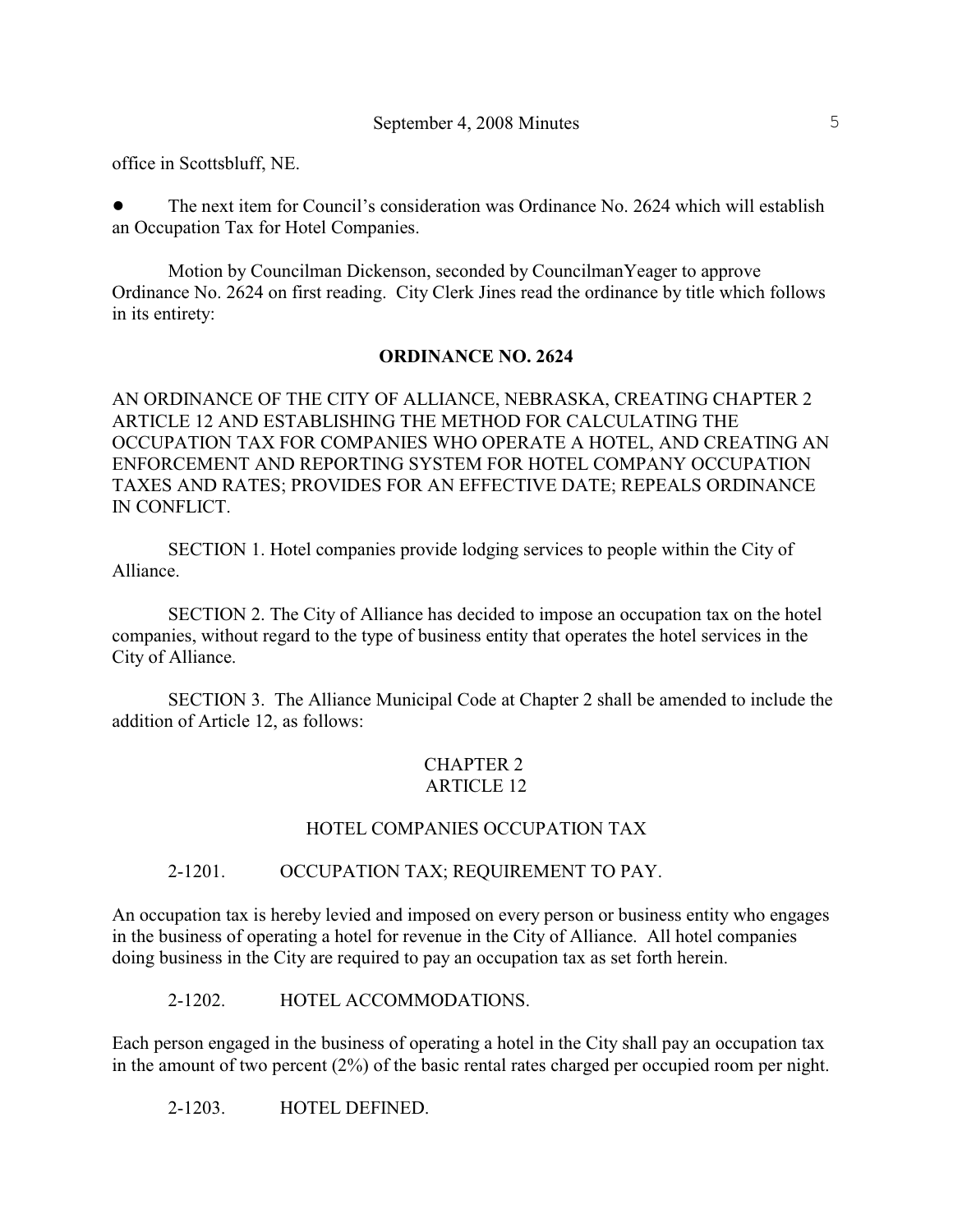office in Scottsbluff, NE.

- The next item for Council's consideration was Ordinance No. 2624 which will establish an Occupation Tax for Hotel Companies.

Motion by Councilman Dickenson, seconded by CouncilmanYeager to approve Ordinance No. 2624 on first reading. City Clerk Jines read the ordinance by title which follows in its entirety:

**ORDINANCE NO. 2624**

AN ORDINANCE OF THE CITY OF ALLIANCE, NEBRASKA, CREATING CHAPTER 2 ARTICLE 12 AND ESTABLISHING THE METHOD FOR CALCULATING THE OCCUPATION TAX FOR COMPANIES WHO OPERATE A HOTEL, AND CREATING AN ENFORCEMENT AND REPORTING SYSTEM FOR HOTEL COMPANY OCCUPATION TAXES AND RATES; PROVIDES FOR AN EFFECTIVE DATE; REPEALS ORDINANCE IN CONFLICT.

SECTION 1. Hotel companies provide lodging services to people within the City of Alliance.

SECTION 2. The City of Alliance has decided to impose an occupation tax on the hotel companies, without regard to the type of business entity that operates the hotel services in the City of Alliance.

SECTION 3. The Alliance Municipal Code at Chapter 2 shall be amended to include the addition of Article 12, as follows:

CHAPTER 2
ARTICLE 12

HOTEL COMPANIES OCCUPATION TAX

2-1201. OCCUPATION TAX; REQUIREMENT TO PAY.

An occupation tax is hereby levied and imposed on every person or business entity who engages in the business of operating a hotel for revenue in the City of Alliance. All hotel companies doing business in the City are required to pay an occupation tax as set forth herein.

2-1202. HOTEL ACCOMMODATIONS.

Each person engaged in the business of operating a hotel in the City shall pay an occupation tax in the amount of two percent (2%) of the basic rental rates charged per occupied room per night.

2-1203. HOTEL DEFINED.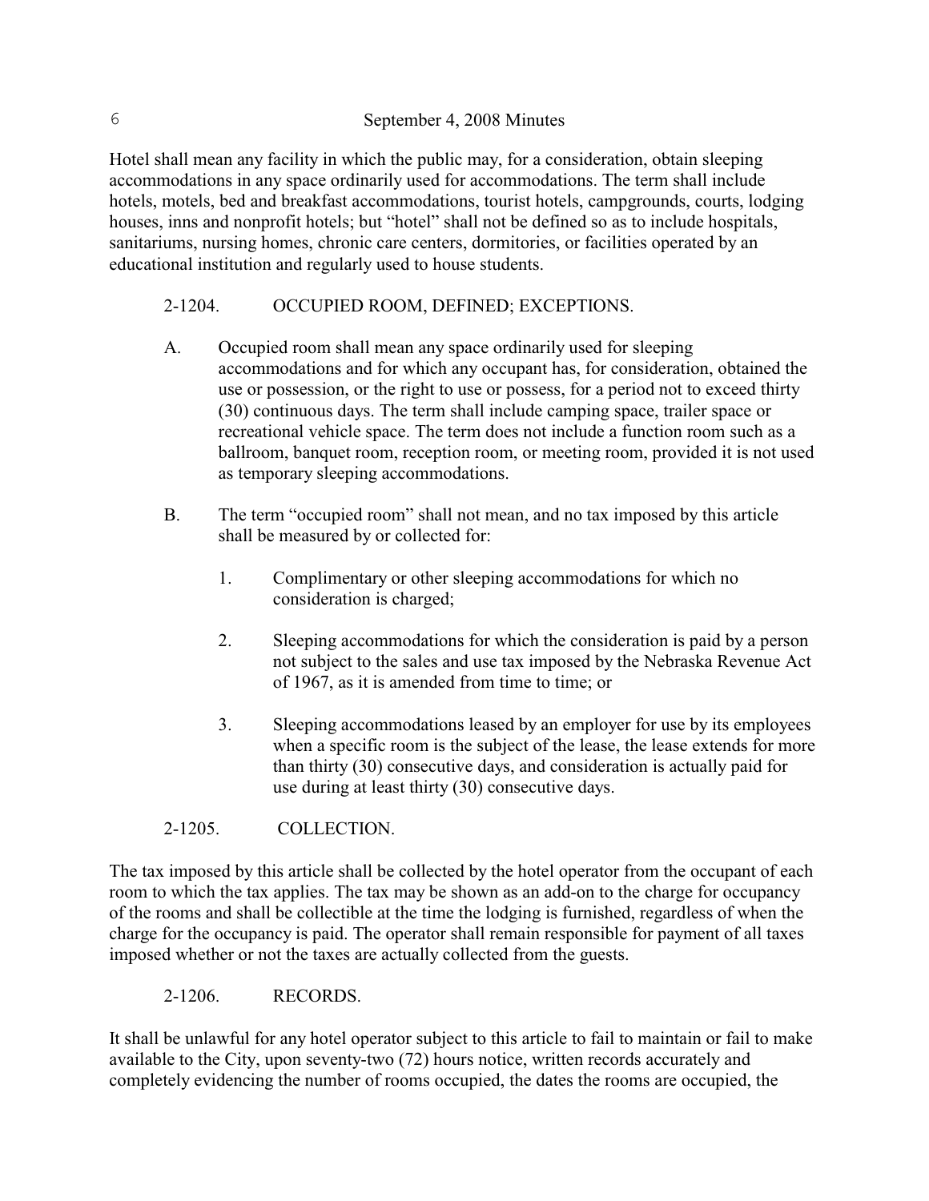Hotel shall mean any facility in which the public may, for a consideration, obtain sleeping accommodations in any space ordinarily used for accommodations. The term shall include hotels, motels, bed and breakfast accommodations, tourist hotels, campgrounds, courts, lodging houses, inns and nonprofit hotels; but "hotel" shall not be defined so as to include hospitals, sanitariums, nursing homes, chronic care centers, dormitories, or facilities operated by an educational institution and regularly used to house students.

2-1204. OCCUPIED ROOM, DEFINED; EXCEPTIONS.

A. Occupied room shall mean any space ordinarily used for sleeping accommodations and for which any occupant has, for consideration, obtained the use or possession, or the right to use or possess, for a period not to exceed thirty (30) continuous days. The term shall include camping space, trailer space or recreational vehicle space. The term does not include a function room such as a ballroom, banquet room, reception room, or meeting room, provided it is not used as temporary sleeping accommodations.

B. The term "occupied room" shall not mean, and no tax imposed by this article shall be measured by or collected for:

1. Complimentary or other sleeping accommodations for which no consideration is charged;

2. Sleeping accommodations for which the consideration is paid by a person not subject to the sales and use tax imposed by the Nebraska Revenue Act of 1967, as it is amended from time to time; or

3. Sleeping accommodations leased by an employer for use by its employees when a specific room is the subject of the lease, the lease extends for more than thirty (30) consecutive days, and consideration is actually paid for use during at least thirty (30) consecutive days.

2-1205. COLLECTION.

The tax imposed by this article shall be collected by the hotel operator from the occupant of each room to which the tax applies. The tax may be shown as an add-on to the charge for occupancy of the rooms and shall be collectible at the time the lodging is furnished, regardless of when the charge for the occupancy is paid. The operator shall remain responsible for payment of all taxes imposed whether or not the taxes are actually collected from the guests.

2-1206. RECORDS.

It shall be unlawful for any hotel operator subject to this article to fail to maintain or fail to make available to the City, upon seventy-two (72) hours notice, written records accurately and completely evidencing the number of rooms occupied, the dates the rooms are occupied, the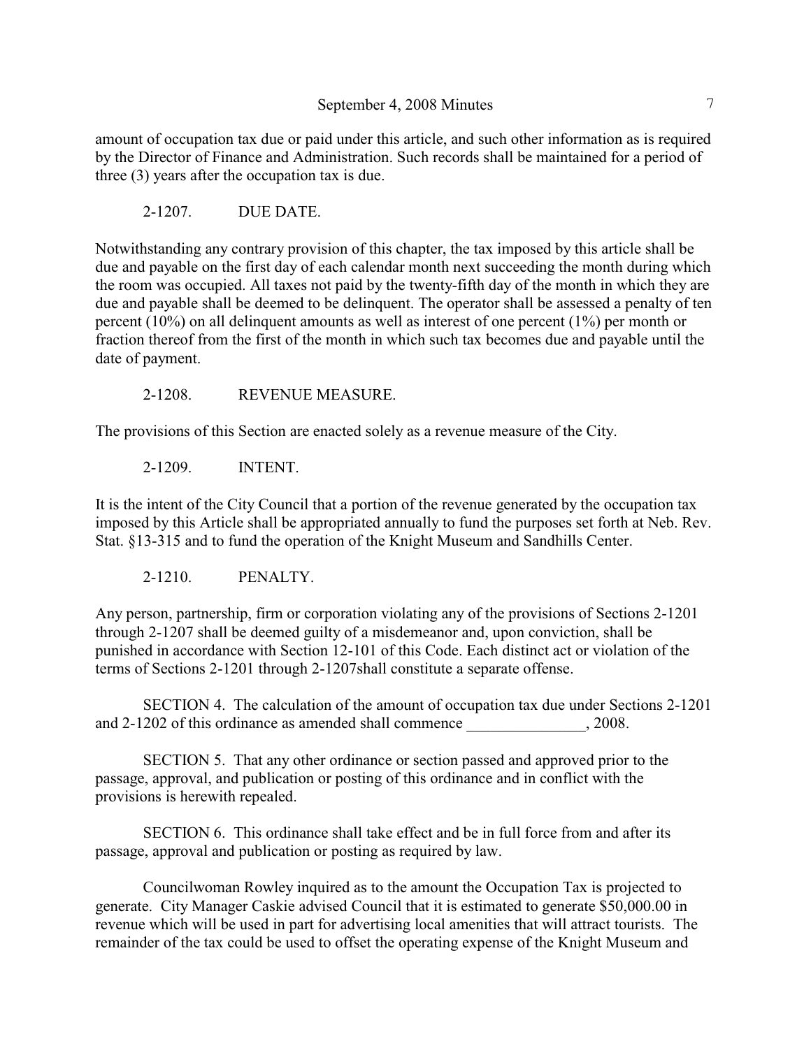amount of occupation tax due or paid under this article, and such other information as is required by the Director of Finance and Administration. Such records shall be maintained for a period of three (3) years after the occupation tax is due.

2-1207. DUE DATE.

Notwithstanding any contrary provision of this chapter, the tax imposed by this article shall be due and payable on the first day of each calendar month next succeeding the month during which the room was occupied. All taxes not paid by the twenty-fifth day of the month in which they are due and payable shall be deemed to be delinquent. The operator shall be assessed a penalty of ten percent (10%) on all delinquent amounts as well as interest of one percent (1%) per month or fraction thereof from the first of the month in which such tax becomes due and payable until the date of payment.

2-1208. REVENUE MEASURE.

The provisions of this Section are enacted solely as a revenue measure of the City.

2-1209. INTENT.

It is the intent of the City Council that a portion of the revenue generated by the occupation tax imposed by this Article shall be appropriated annually to fund the purposes set forth at Neb. Rev. Stat. §13-315 and to fund the operation of the Knight Museum and Sandhills Center.

2-1210. PENALTY.

Any person, partnership, firm or corporation violating any of the provisions of Sections 2-1201 through 2-1207 shall be deemed guilty of a misdemeanor and, upon conviction, shall be punished in accordance with Section 12-101 of this Code. Each distinct act or violation of the terms of Sections 2-1201 through 2-1207shall constitute a separate offense.

SECTION 4. The calculation of the amount of occupation tax due under Sections 2-1201 and 2-1202 of this ordinance as amended shall commence _______________, 2008.

SECTION 5. That any other ordinance or section passed and approved prior to the passage, approval, and publication or posting of this ordinance and in conflict with the provisions is herewith repealed.

SECTION 6. This ordinance shall take effect and be in full force from and after its passage, approval and publication or posting as required by law.

Councilwoman Rowley inquired as to the amount the Occupation Tax is projected to generate. City Manager Caskie advised Council that it is estimated to generate $50,000.00 in revenue which will be used in part for advertising local amenities that will attract tourists. The remainder of the tax could be used to offset the operating expense of the Knight Museum and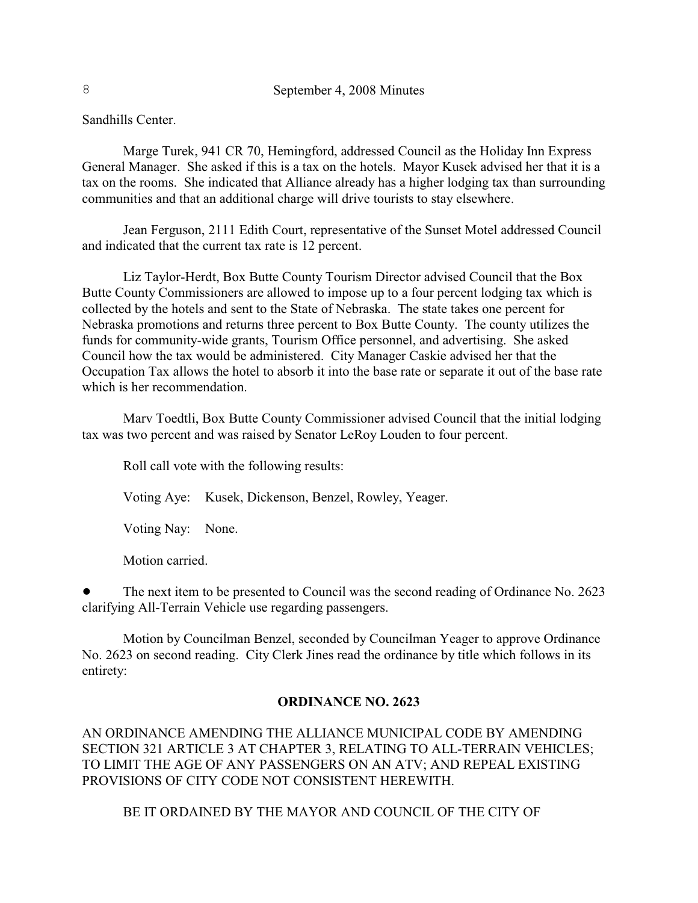Sandhills Center.

Marge Turek, 941 CR 70, Hemingford, addressed Council as the Holiday Inn Express General Manager. She asked if this is a tax on the hotels. Mayor Kusek advised her that it is a tax on the rooms. She indicated that Alliance already has a higher lodging tax than surrounding communities and that an additional charge will drive tourists to stay elsewhere.

Jean Ferguson, 2111 Edith Court, representative of the Sunset Motel addressed Council and indicated that the current tax rate is 12 percent.

Liz Taylor-Herdt, Box Butte County Tourism Director advised Council that the Box Butte County Commissioners are allowed to impose up to a four percent lodging tax which is collected by the hotels and sent to the State of Nebraska. The state takes one percent for Nebraska promotions and returns three percent to Box Butte County. The county utilizes the funds for community-wide grants, Tourism Office personnel, and advertising. She asked Council how the tax would be administered. City Manager Caskie advised her that the Occupation Tax allows the hotel to absorb it into the base rate or separate it out of the base rate which is her recommendation.

Marv Toedtli, Box Butte County Commissioner advised Council that the initial lodging tax was two percent and was raised by Senator LeRoy Louden to four percent.

Roll call vote with the following results:

Voting Aye: Kusek, Dickenson, Benzel, Rowley, Yeager.

Voting Nay: None.

Motion carried.

- The next item to be presented to Council was the second reading of Ordinance No. 2623 clarifying All-Terrain Vehicle use regarding passengers.

Motion by Councilman Benzel, seconded by Councilman Yeager to approve Ordinance No. 2623 on second reading. City Clerk Jines read the ordinance by title which follows in its entirety:

**ORDINANCE NO. 2623**

AN ORDINANCE AMENDING THE ALLIANCE MUNICIPAL CODE BY AMENDING SECTION 321 ARTICLE 3 AT CHAPTER 3, RELATING TO ALL-TERRAIN VEHICLES; TO LIMIT THE AGE OF ANY PASSENGERS ON AN ATV; AND REPEAL EXISTING PROVISIONS OF CITY CODE NOT CONSISTENT HEREWITH.

BE IT ORDAINED BY THE MAYOR AND COUNCIL OF THE CITY OF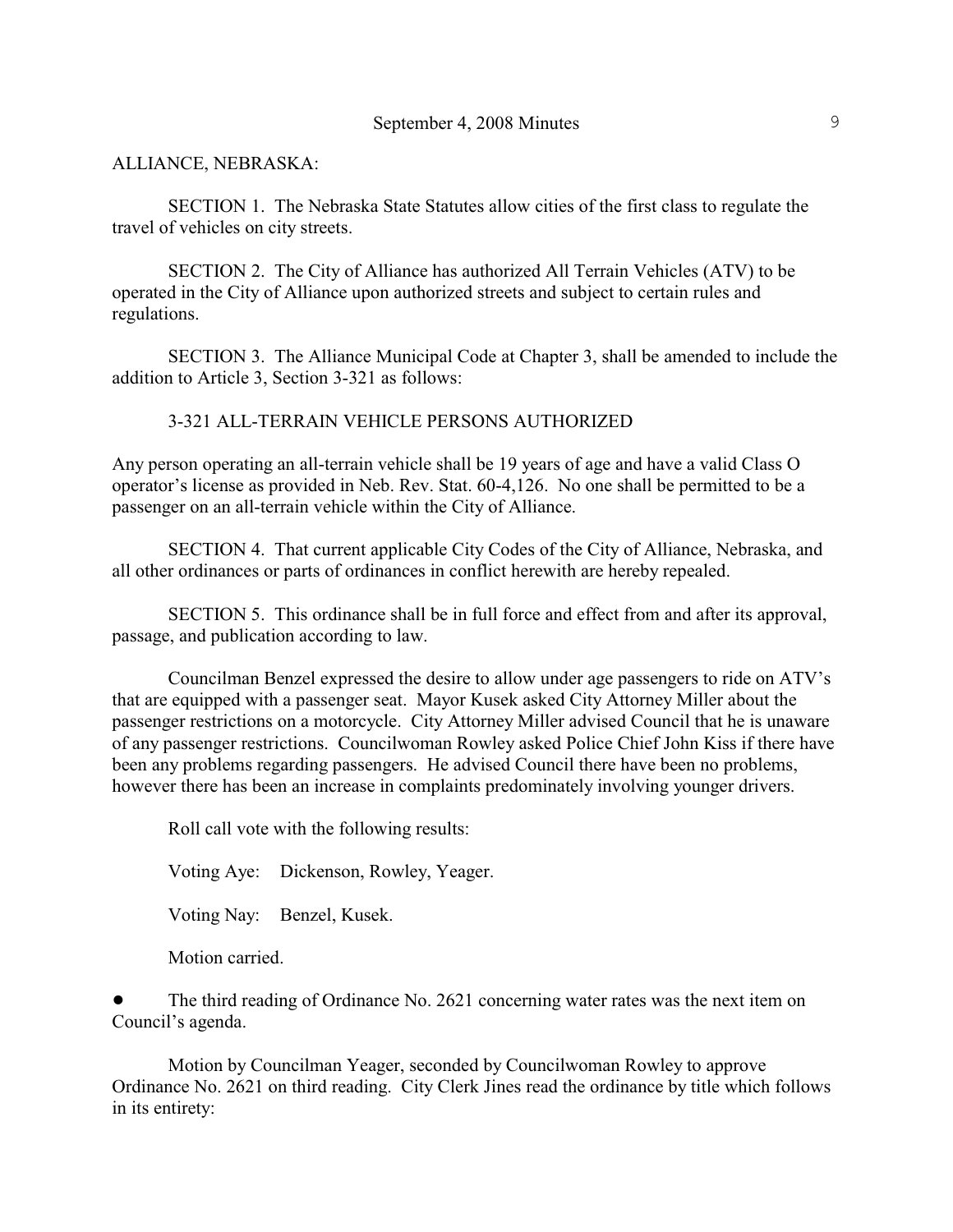ALLIANCE, NEBRASKA:

SECTION 1. The Nebraska State Statutes allow cities of the first class to regulate the travel of vehicles on city streets.

SECTION 2. The City of Alliance has authorized All Terrain Vehicles (ATV) to be operated in the City of Alliance upon authorized streets and subject to certain rules and regulations.

SECTION 3. The Alliance Municipal Code at Chapter 3, shall be amended to include the addition to Article 3, Section 3-321 as follows:

3-321 ALL-TERRAIN VEHICLE PERSONS AUTHORIZED

Any person operating an all-terrain vehicle shall be 19 years of age and have a valid Class O operator's license as provided in Neb. Rev. Stat. 60-4,126. No one shall be permitted to be a passenger on an all-terrain vehicle within the City of Alliance.

SECTION 4. That current applicable City Codes of the City of Alliance, Nebraska, and all other ordinances or parts of ordinances in conflict herewith are hereby repealed.

SECTION 5. This ordinance shall be in full force and effect from and after its approval, passage, and publication according to law.

Councilman Benzel expressed the desire to allow under age passengers to ride on ATV's that are equipped with a passenger seat. Mayor Kusek asked City Attorney Miller about the passenger restrictions on a motorcycle. City Attorney Miller advised Council that he is unaware of any passenger restrictions. Councilwoman Rowley asked Police Chief John Kiss if there have been any problems regarding passengers. He advised Council there have been no problems, however there has been an increase in complaints predominately involving younger drivers.

Roll call vote with the following results:

Voting Aye: Dickenson, Rowley, Yeager.

Voting Nay: Benzel, Kusek.

Motion carried.

- The third reading of Ordinance No. 2621 concerning water rates was the next item on Council's agenda.

Motion by Councilman Yeager, seconded by Councilwoman Rowley to approve Ordinance No. 2621 on third reading. City Clerk Jines read the ordinance by title which follows in its entirety: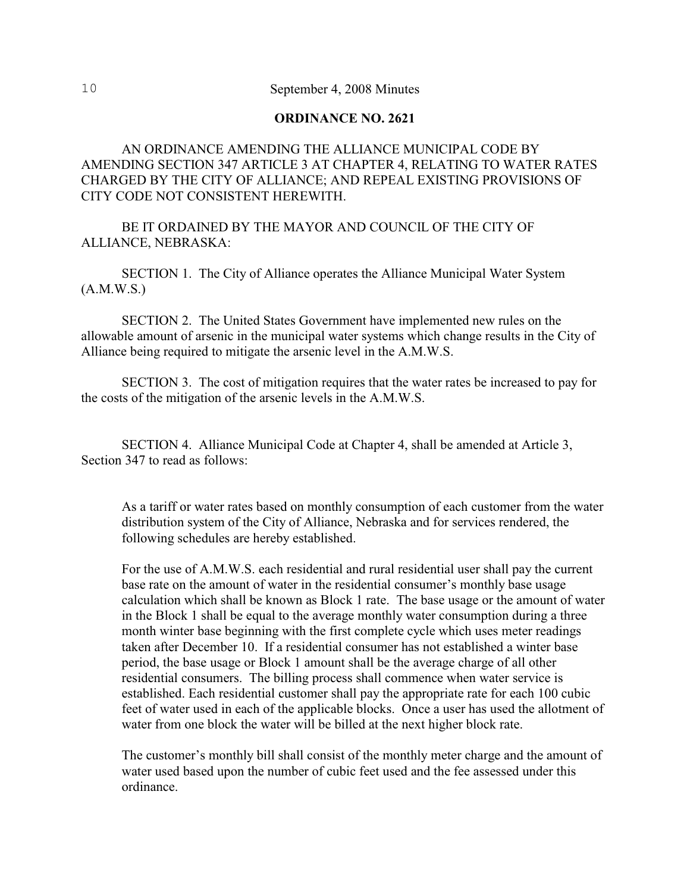**ORDINANCE NO. 2621**

AN ORDINANCE AMENDING THE ALLIANCE MUNICIPAL CODE BY AMENDING SECTION 347 ARTICLE 3 AT CHAPTER 4, RELATING TO WATER RATES CHARGED BY THE CITY OF ALLIANCE; AND REPEAL EXISTING PROVISIONS OF CITY CODE NOT CONSISTENT HEREWITH.

BE IT ORDAINED BY THE MAYOR AND COUNCIL OF THE CITY OF ALLIANCE, NEBRASKA:

SECTION 1. The City of Alliance operates the Alliance Municipal Water System (A.M.W.S.)

SECTION 2. The United States Government have implemented new rules on the allowable amount of arsenic in the municipal water systems which change results in the City of Alliance being required to mitigate the arsenic level in the A.M.W.S.

SECTION 3. The cost of mitigation requires that the water rates be increased to pay for the costs of the mitigation of the arsenic levels in the A.M.W.S.

SECTION 4. Alliance Municipal Code at Chapter 4, shall be amended at Article 3, Section 347 to read as follows:

> As a tariff or water rates based on monthly consumption of each customer from the water distribution system of the City of Alliance, Nebraska and for services rendered, the following schedules are hereby established.
>
> For the use of A.M.W.S. each residential and rural residential user shall pay the current base rate on the amount of water in the residential consumer's monthly base usage calculation which shall be known as Block 1 rate. The base usage or the amount of water in the Block 1 shall be equal to the average monthly water consumption during a three month winter base beginning with the first complete cycle which uses meter readings taken after December 10. If a residential consumer has not established a winter base period, the base usage or Block 1 amount shall be the average charge of all other residential consumers. The billing process shall commence when water service is established. Each residential customer shall pay the appropriate rate for each 100 cubic feet of water used in each of the applicable blocks. Once a user has used the allotment of water from one block the water will be billed at the next higher block rate.
>
> The customer's monthly bill shall consist of the monthly meter charge and the amount of water used based upon the number of cubic feet used and the fee assessed under this ordinance.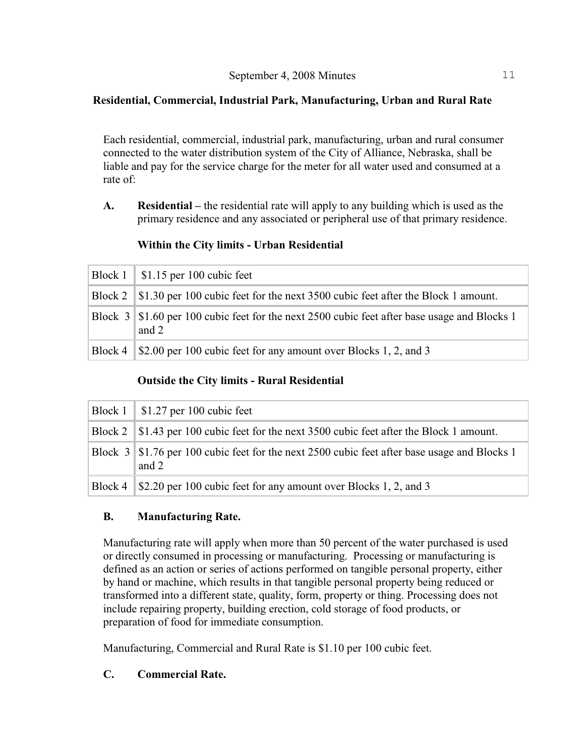### Residential, Commercial, Industrial Park, Manufacturing, Urban and Rural Rate

Each residential, commercial, industrial park, manufacturing, urban and rural consumer connected to the water distribution system of the City of Alliance, Nebraska, shall be liable and pay for the service charge for the meter for all water used and consumed at a rate of:

**A. Residential –** the residential rate will apply to any building which is used as the primary residence and any associated or peripheral use of that primary residence.

**Within the City limits - Urban Residential**

| | |
|---|---|
| Block 1 | $1.15 per 100 cubic feet |
| Block 2 | $1.30 per 100 cubic feet for the next 3500 cubic feet after the Block 1 amount. |
| Block 3 | $1.60 per 100 cubic feet for the next 2500 cubic feet after base usage and Blocks 1 and 2 |
| Block 4 | $2.00 per 100 cubic feet for any amount over Blocks 1, 2, and 3 |

**Outside the City limits - Rural Residential**

| | |
|---|---|
| Block 1 | $1.27 per 100 cubic feet |
| Block 2 | $1.43 per 100 cubic feet for the next 3500 cubic feet after the Block 1 amount. |
| Block 3 | $1.76 per 100 cubic feet for the next 2500 cubic feet after base usage and Blocks 1 and 2 |
| Block 4 | $2.20 per 100 cubic feet for any amount over Blocks 1, 2, and 3 |

**B. Manufacturing Rate.**

Manufacturing rate will apply when more than 50 percent of the water purchased is used or directly consumed in processing or manufacturing. Processing or manufacturing is defined as an action or series of actions performed on tangible personal property, either by hand or machine, which results in that tangible personal property being reduced or transformed into a different state, quality, form, property or thing. Processing does not include repairing property, building erection, cold storage of food products, or preparation of food for immediate consumption.

Manufacturing, Commercial and Rural Rate is $1.10 per 100 cubic feet.

**C. Commercial Rate.**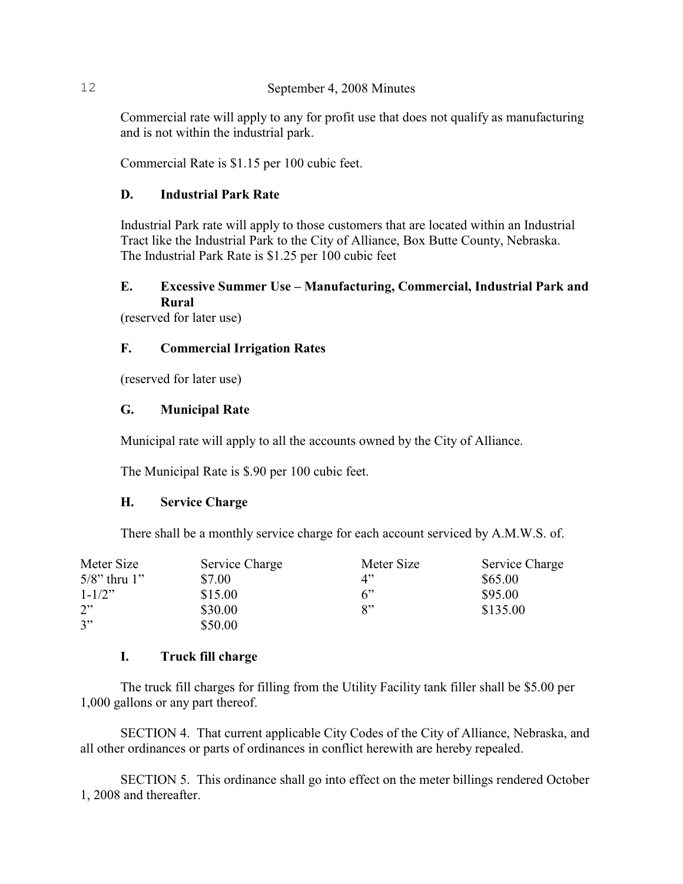Commercial rate will apply to any for profit use that does not qualify as manufacturing and is not within the industrial park.

Commercial Rate is $1.15 per 100 cubic feet.

**D. Industrial Park Rate**

Industrial Park rate will apply to those customers that are located within an Industrial Tract like the Industrial Park to the City of Alliance, Box Butte County, Nebraska. The Industrial Park Rate is $1.25 per 100 cubic feet

**E. Excessive Summer Use – Manufacturing, Commercial, Industrial Park and Rural**

(reserved for later use)

**F. Commercial Irrigation Rates**

(reserved for later use)

**G. Municipal Rate**

Municipal rate will apply to all the accounts owned by the City of Alliance.

The Municipal Rate is $.90 per 100 cubic feet.

**H. Service Charge**

There shall be a monthly service charge for each account serviced by A.M.W.S. of.

| Meter Size | Service Charge | Meter Size | Service Charge |
|---|---|---|---|
| 5/8" thru 1" | $7.00 | 4" | $65.00 |
| 1-1/2" | $15.00 | 6" | $95.00 |
| 2" | $30.00 | 8" | $135.00 |
| 3" | $50.00 | | |

**I. Truck fill charge**

The truck fill charges for filling from the Utility Facility tank filler shall be $5.00 per 1,000 gallons or any part thereof.

SECTION 4. That current applicable City Codes of the City of Alliance, Nebraska, and all other ordinances or parts of ordinances in conflict herewith are hereby repealed.

SECTION 5. This ordinance shall go into effect on the meter billings rendered October 1, 2008 and thereafter.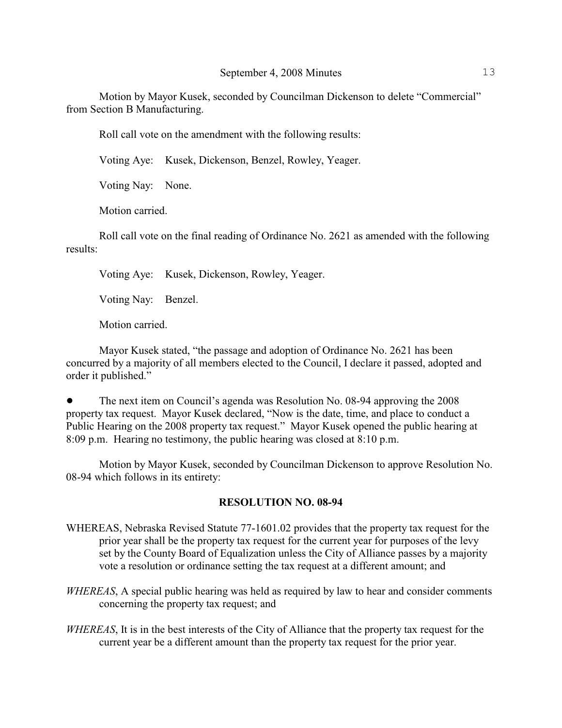Motion by Mayor Kusek, seconded by Councilman Dickenson to delete "Commercial" from Section B Manufacturing.

Roll call vote on the amendment with the following results:

Voting Aye: Kusek, Dickenson, Benzel, Rowley, Yeager.

Voting Nay: None.

Motion carried.

Roll call vote on the final reading of Ordinance No. 2621 as amended with the following results:

Voting Aye: Kusek, Dickenson, Rowley, Yeager.

Voting Nay: Benzel.

Motion carried.

Mayor Kusek stated, "the passage and adoption of Ordinance No. 2621 has been concurred by a majority of all members elected to the Council, I declare it passed, adopted and order it published."

- The next item on Council's agenda was Resolution No. 08-94 approving the 2008 property tax request. Mayor Kusek declared, "Now is the date, time, and place to conduct a Public Hearing on the 2008 property tax request." Mayor Kusek opened the public hearing at 8:09 p.m. Hearing no testimony, the public hearing was closed at 8:10 p.m.

Motion by Mayor Kusek, seconded by Councilman Dickenson to approve Resolution No. 08-94 which follows in its entirety:

**RESOLUTION NO. 08-94**

WHEREAS, Nebraska Revised Statute 77-1601.02 provides that the property tax request for the prior year shall be the property tax request for the current year for purposes of the levy set by the County Board of Equalization unless the City of Alliance passes by a majority vote a resolution or ordinance setting the tax request at a different amount; and

*WHEREAS*, A special public hearing was held as required by law to hear and consider comments concerning the property tax request; and

*WHEREAS*, It is in the best interests of the City of Alliance that the property tax request for the current year be a different amount than the property tax request for the prior year.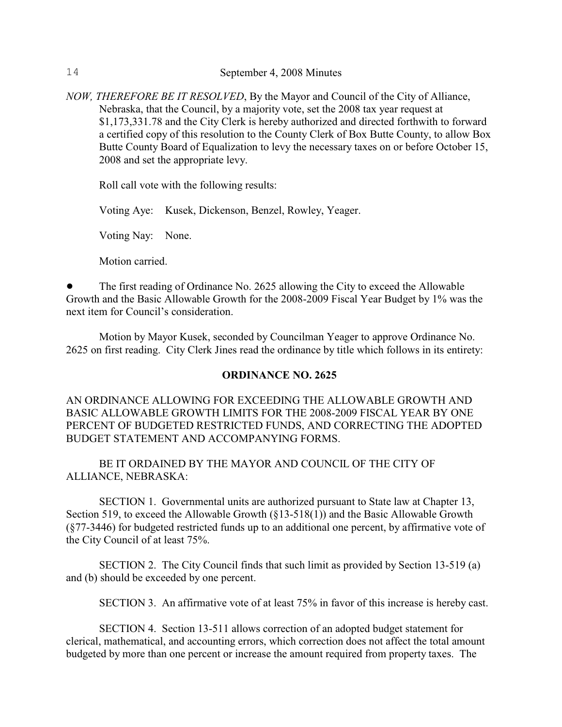*NOW, THEREFORE BE IT RESOLVED*, By the Mayor and Council of the City of Alliance, Nebraska, that the Council, by a majority vote, set the 2008 tax year request at $1,173,331.78 and the City Clerk is hereby authorized and directed forthwith to forward a certified copy of this resolution to the County Clerk of Box Butte County, to allow Box Butte County Board of Equalization to levy the necessary taxes on or before October 15, 2008 and set the appropriate levy.

Roll call vote with the following results:

Voting Aye: Kusek, Dickenson, Benzel, Rowley, Yeager.

Voting Nay: None.

Motion carried.

- The first reading of Ordinance No. 2625 allowing the City to exceed the Allowable Growth and the Basic Allowable Growth for the 2008-2009 Fiscal Year Budget by 1% was the next item for Council's consideration.

Motion by Mayor Kusek, seconded by Councilman Yeager to approve Ordinance No. 2625 on first reading. City Clerk Jines read the ordinance by title which follows in its entirety:

**ORDINANCE NO. 2625**

AN ORDINANCE ALLOWING FOR EXCEEDING THE ALLOWABLE GROWTH AND BASIC ALLOWABLE GROWTH LIMITS FOR THE 2008-2009 FISCAL YEAR BY ONE PERCENT OF BUDGETED RESTRICTED FUNDS, AND CORRECTING THE ADOPTED BUDGET STATEMENT AND ACCOMPANYING FORMS.

BE IT ORDAINED BY THE MAYOR AND COUNCIL OF THE CITY OF ALLIANCE, NEBRASKA:

SECTION 1. Governmental units are authorized pursuant to State law at Chapter 13, Section 519, to exceed the Allowable Growth (§13-518(1)) and the Basic Allowable Growth (§77-3446) for budgeted restricted funds up to an additional one percent, by affirmative vote of the City Council of at least 75%.

SECTION 2. The City Council finds that such limit as provided by Section 13-519 (a) and (b) should be exceeded by one percent.

SECTION 3. An affirmative vote of at least 75% in favor of this increase is hereby cast.

SECTION 4. Section 13-511 allows correction of an adopted budget statement for clerical, mathematical, and accounting errors, which correction does not affect the total amount budgeted by more than one percent or increase the amount required from property taxes. The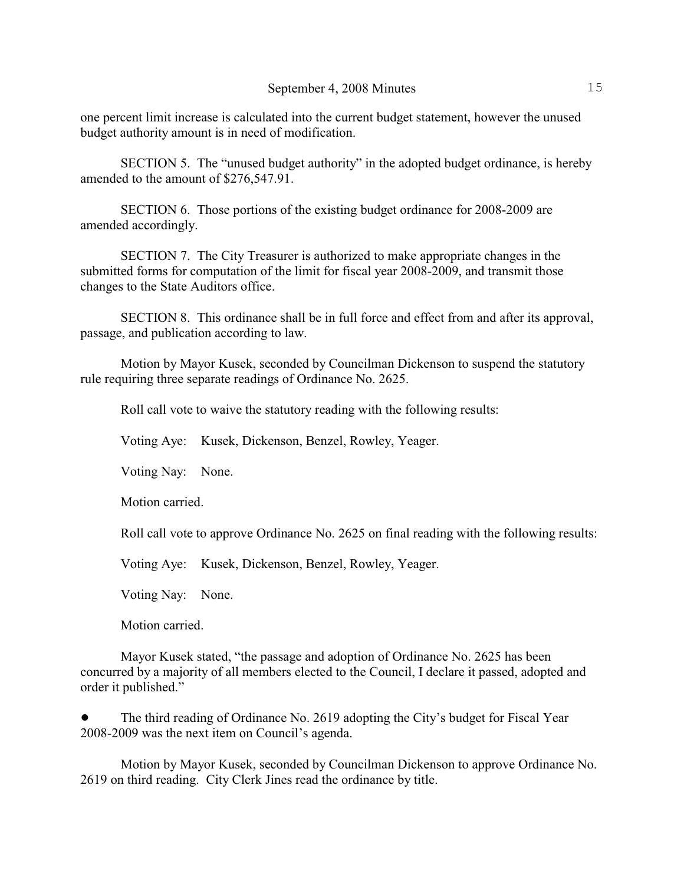one percent limit increase is calculated into the current budget statement, however the unused budget authority amount is in need of modification.

SECTION 5. The "unused budget authority" in the adopted budget ordinance, is hereby amended to the amount of $276,547.91.

SECTION 6. Those portions of the existing budget ordinance for 2008-2009 are amended accordingly.

SECTION 7. The City Treasurer is authorized to make appropriate changes in the submitted forms for computation of the limit for fiscal year 2008-2009, and transmit those changes to the State Auditors office.

SECTION 8. This ordinance shall be in full force and effect from and after its approval, passage, and publication according to law.

Motion by Mayor Kusek, seconded by Councilman Dickenson to suspend the statutory rule requiring three separate readings of Ordinance No. 2625.

Roll call vote to waive the statutory reading with the following results:

Voting Aye: Kusek, Dickenson, Benzel, Rowley, Yeager.

Voting Nay: None.

Motion carried.

Roll call vote to approve Ordinance No. 2625 on final reading with the following results:

Voting Aye: Kusek, Dickenson, Benzel, Rowley, Yeager.

Voting Nay: None.

Motion carried.

Mayor Kusek stated, "the passage and adoption of Ordinance No. 2625 has been concurred by a majority of all members elected to the Council, I declare it passed, adopted and order it published."

- The third reading of Ordinance No. 2619 adopting the City's budget for Fiscal Year 2008-2009 was the next item on Council's agenda.

Motion by Mayor Kusek, seconded by Councilman Dickenson to approve Ordinance No. 2619 on third reading. City Clerk Jines read the ordinance by title.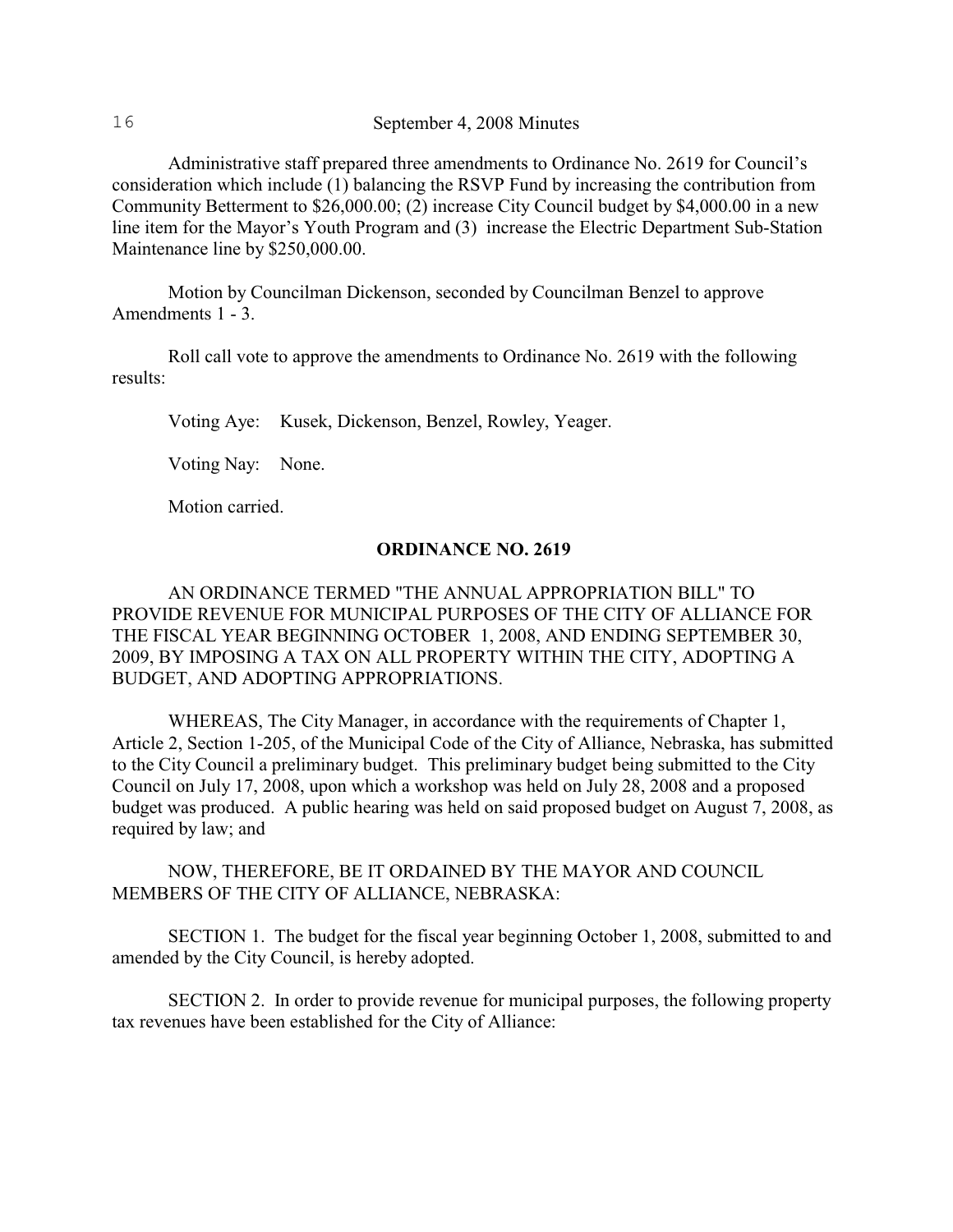Administrative staff prepared three amendments to Ordinance No. 2619 for Council's consideration which include (1) balancing the RSVP Fund by increasing the contribution from Community Betterment to $26,000.00; (2) increase City Council budget by $4,000.00 in a new line item for the Mayor's Youth Program and (3) increase the Electric Department Sub-Station Maintenance line by $250,000.00.

Motion by Councilman Dickenson, seconded by Councilman Benzel to approve Amendments 1 - 3.

Roll call vote to approve the amendments to Ordinance No. 2619 with the following results:

Voting Aye: Kusek, Dickenson, Benzel, Rowley, Yeager.

Voting Nay: None.

Motion carried.

**ORDINANCE NO. 2619**

AN ORDINANCE TERMED "THE ANNUAL APPROPRIATION BILL" TO PROVIDE REVENUE FOR MUNICIPAL PURPOSES OF THE CITY OF ALLIANCE FOR THE FISCAL YEAR BEGINNING OCTOBER 1, 2008, AND ENDING SEPTEMBER 30, 2009, BY IMPOSING A TAX ON ALL PROPERTY WITHIN THE CITY, ADOPTING A BUDGET, AND ADOPTING APPROPRIATIONS.

WHEREAS, The City Manager, in accordance with the requirements of Chapter 1, Article 2, Section 1-205, of the Municipal Code of the City of Alliance, Nebraska, has submitted to the City Council a preliminary budget. This preliminary budget being submitted to the City Council on July 17, 2008, upon which a workshop was held on July 28, 2008 and a proposed budget was produced. A public hearing was held on said proposed budget on August 7, 2008, as required by law; and

NOW, THEREFORE, BE IT ORDAINED BY THE MAYOR AND COUNCIL MEMBERS OF THE CITY OF ALLIANCE, NEBRASKA:

SECTION 1. The budget for the fiscal year beginning October 1, 2008, submitted to and amended by the City Council, is hereby adopted.

SECTION 2. In order to provide revenue for municipal purposes, the following property tax revenues have been established for the City of Alliance: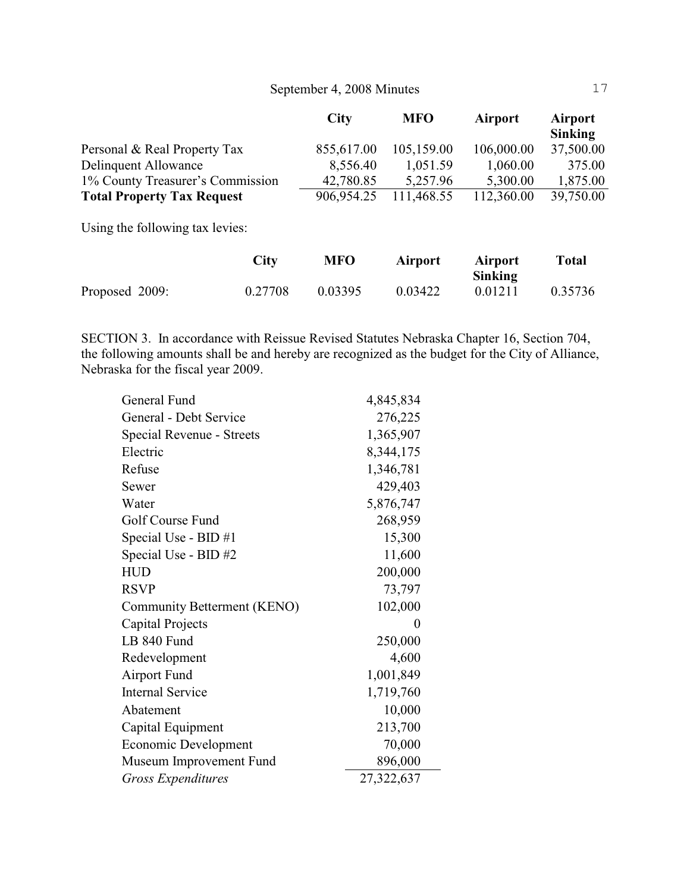| | City | MFO | Airport | Airport Sinking |
|---|---|---|---|---|
| Personal & Real Property Tax | 855,617.00 | 105,159.00 | 106,000.00 | 37,500.00 |
| Delinquent Allowance | 8,556.40 | 1,051.59 | 1,060.00 | 375.00 |
| 1% County Treasurer's Commission | 42,780.85 | 5,257.96 | 5,300.00 | 1,875.00 |
| **Total Property Tax Request** | 906,954.25 | 111,468.55 | 112,360.00 | 39,750.00 |

Using the following tax levies:

| | City | MFO | Airport | Airport Sinking | Total |
|---|---|---|---|---|---|
| Proposed 2009: | 0.27708 | 0.03395 | 0.03422 | 0.01211 | 0.35736 |

SECTION 3. In accordance with Reissue Revised Statutes Nebraska Chapter 16, Section 704, the following amounts shall be and hereby are recognized as the budget for the City of Alliance, Nebraska for the fiscal year 2009.

| | |
|---|---|
| General Fund | 4,845,834 |
| General - Debt Service | 276,225 |
| Special Revenue - Streets | 1,365,907 |
| Electric | 8,344,175 |
| Refuse | 1,346,781 |
| Sewer | 429,403 |
| Water | 5,876,747 |
| Golf Course Fund | 268,959 |
| Special Use - BID #1 | 15,300 |
| Special Use - BID #2 | 11,600 |
| HUD | 200,000 |
| RSVP | 73,797 |
| Community Betterment (KENO) | 102,000 |
| Capital Projects | 0 |
| LB 840 Fund | 250,000 |
| Redevelopment | 4,600 |
| Airport Fund | 1,001,849 |
| Internal Service | 1,719,760 |
| Abatement | 10,000 |
| Capital Equipment | 213,700 |
| Economic Development | 70,000 |
| Museum Improvement Fund | 896,000 |
| *Gross Expenditures* | 27,322,637 |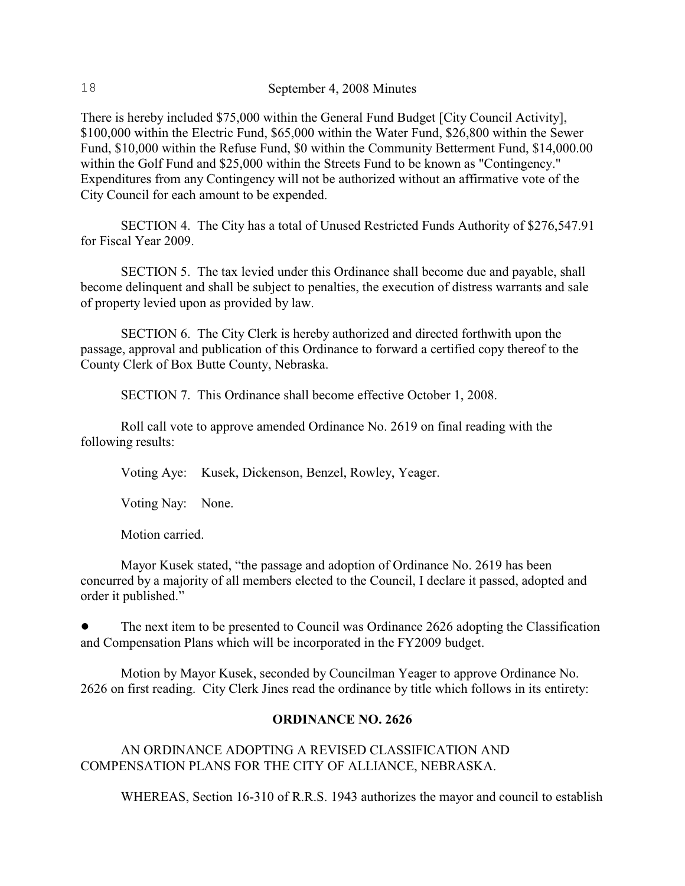There is hereby included $75,000 within the General Fund Budget [City Council Activity], $100,000 within the Electric Fund, $65,000 within the Water Fund, $26,800 within the Sewer Fund, $10,000 within the Refuse Fund, $0 within the Community Betterment Fund, $14,000.00 within the Golf Fund and $25,000 within the Streets Fund to be known as "Contingency." Expenditures from any Contingency will not be authorized without an affirmative vote of the City Council for each amount to be expended.

SECTION 4. The City has a total of Unused Restricted Funds Authority of $276,547.91 for Fiscal Year 2009.

SECTION 5. The tax levied under this Ordinance shall become due and payable, shall become delinquent and shall be subject to penalties, the execution of distress warrants and sale of property levied upon as provided by law.

SECTION 6. The City Clerk is hereby authorized and directed forthwith upon the passage, approval and publication of this Ordinance to forward a certified copy thereof to the County Clerk of Box Butte County, Nebraska.

SECTION 7. This Ordinance shall become effective October 1, 2008.

Roll call vote to approve amended Ordinance No. 2619 on final reading with the following results:

Voting Aye: Kusek, Dickenson, Benzel, Rowley, Yeager.

Voting Nay: None.

Motion carried.

Mayor Kusek stated, “the passage and adoption of Ordinance No. 2619 has been concurred by a majority of all members elected to the Council, I declare it passed, adopted and order it published.”

- The next item to be presented to Council was Ordinance 2626 adopting the Classification and Compensation Plans which will be incorporated in the FY2009 budget.

Motion by Mayor Kusek, seconded by Councilman Yeager to approve Ordinance No. 2626 on first reading. City Clerk Jines read the ordinance by title which follows in its entirety:

**ORDINANCE NO. 2626**

AN ORDINANCE ADOPTING A REVISED CLASSIFICATION AND COMPENSATION PLANS FOR THE CITY OF ALLIANCE, NEBRASKA.

WHEREAS, Section 16-310 of R.R.S. 1943 authorizes the mayor and council to establish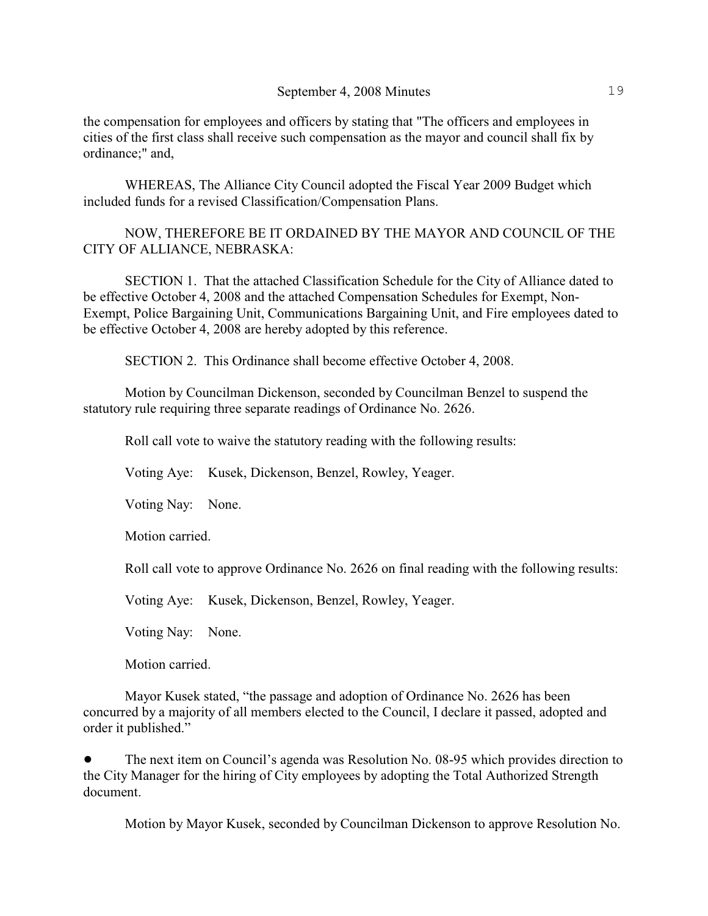the compensation for employees and officers by stating that "The officers and employees in cities of the first class shall receive such compensation as the mayor and council shall fix by ordinance;" and,

WHEREAS, The Alliance City Council adopted the Fiscal Year 2009 Budget which included funds for a revised Classification/Compensation Plans.

NOW, THEREFORE BE IT ORDAINED BY THE MAYOR AND COUNCIL OF THE CITY OF ALLIANCE, NEBRASKA:

SECTION 1. That the attached Classification Schedule for the City of Alliance dated to be effective October 4, 2008 and the attached Compensation Schedules for Exempt, Non-Exempt, Police Bargaining Unit, Communications Bargaining Unit, and Fire employees dated to be effective October 4, 2008 are hereby adopted by this reference.

SECTION 2. This Ordinance shall become effective October 4, 2008.

Motion by Councilman Dickenson, seconded by Councilman Benzel to suspend the statutory rule requiring three separate readings of Ordinance No. 2626.

Roll call vote to waive the statutory reading with the following results:

Voting Aye: Kusek, Dickenson, Benzel, Rowley, Yeager.

Voting Nay: None.

Motion carried.

Roll call vote to approve Ordinance No. 2626 on final reading with the following results:

Voting Aye: Kusek, Dickenson, Benzel, Rowley, Yeager.

Voting Nay: None.

Motion carried.

Mayor Kusek stated, "the passage and adoption of Ordinance No. 2626 has been concurred by a majority of all members elected to the Council, I declare it passed, adopted and order it published."

- The next item on Council's agenda was Resolution No. 08-95 which provides direction to the City Manager for the hiring of City employees by adopting the Total Authorized Strength document.

Motion by Mayor Kusek, seconded by Councilman Dickenson to approve Resolution No.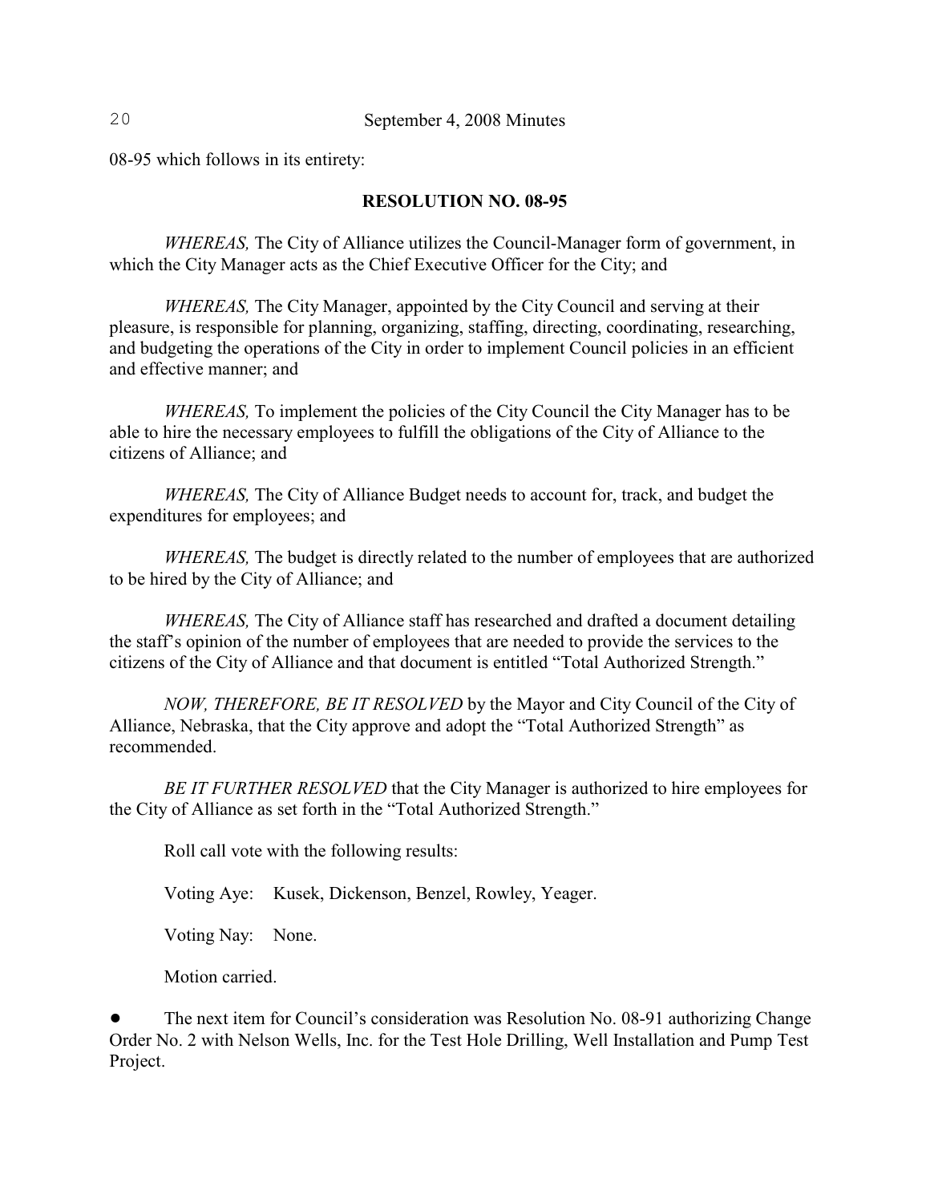08-95 which follows in its entirety:

**RESOLUTION NO. 08-95**

*WHEREAS,* The City of Alliance utilizes the Council-Manager form of government, in which the City Manager acts as the Chief Executive Officer for the City; and

*WHEREAS,* The City Manager, appointed by the City Council and serving at their pleasure, is responsible for planning, organizing, staffing, directing, coordinating, researching, and budgeting the operations of the City in order to implement Council policies in an efficient and effective manner; and

*WHEREAS,* To implement the policies of the City Council the City Manager has to be able to hire the necessary employees to fulfill the obligations of the City of Alliance to the citizens of Alliance; and

*WHEREAS,* The City of Alliance Budget needs to account for, track, and budget the expenditures for employees; and

*WHEREAS,* The budget is directly related to the number of employees that are authorized to be hired by the City of Alliance; and

*WHEREAS,* The City of Alliance staff has researched and drafted a document detailing the staff's opinion of the number of employees that are needed to provide the services to the citizens of the City of Alliance and that document is entitled "Total Authorized Strength."

*NOW, THEREFORE, BE IT RESOLVED* by the Mayor and City Council of the City of Alliance, Nebraska, that the City approve and adopt the "Total Authorized Strength" as recommended.

*BE IT FURTHER RESOLVED* that the City Manager is authorized to hire employees for the City of Alliance as set forth in the "Total Authorized Strength."

Roll call vote with the following results:

Voting Aye: Kusek, Dickenson, Benzel, Rowley, Yeager.

Voting Nay: None.

Motion carried.

- The next item for Council's consideration was Resolution No. 08-91 authorizing Change Order No. 2 with Nelson Wells, Inc. for the Test Hole Drilling, Well Installation and Pump Test Project.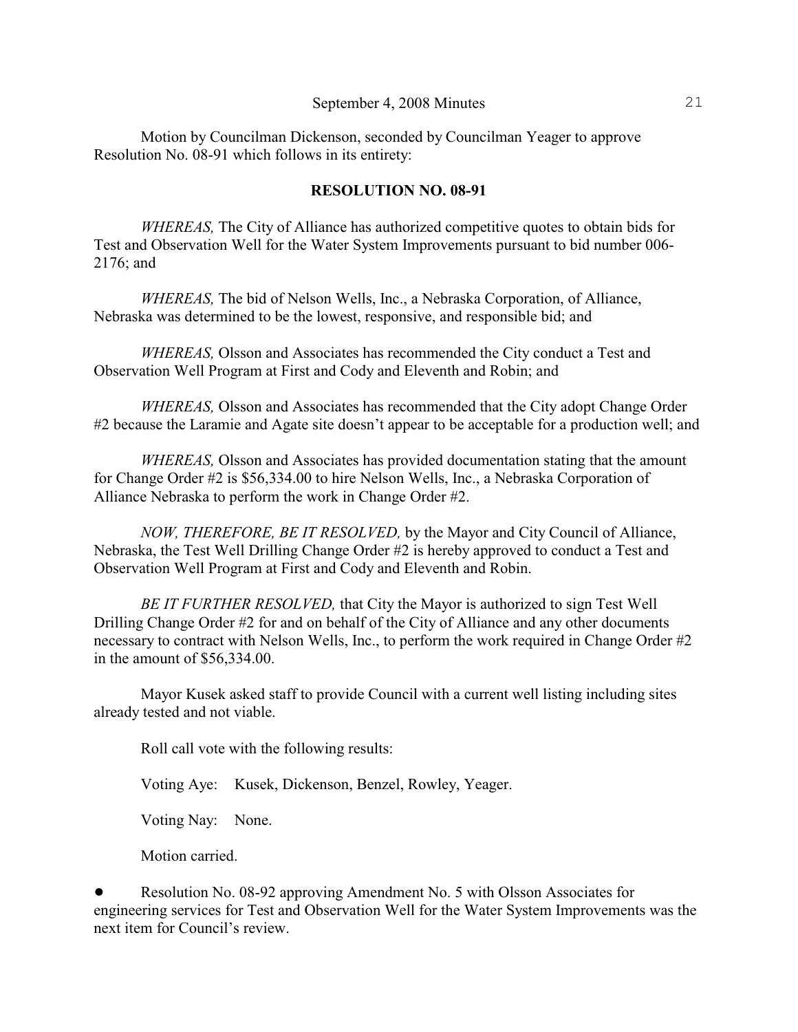Motion by Councilman Dickenson, seconded by Councilman Yeager to approve Resolution No. 08-91 which follows in its entirety:

**RESOLUTION NO. 08-91**

*WHEREAS,* The City of Alliance has authorized competitive quotes to obtain bids for Test and Observation Well for the Water System Improvements pursuant to bid number 006-2176; and

*WHEREAS,* The bid of Nelson Wells, Inc., a Nebraska Corporation, of Alliance, Nebraska was determined to be the lowest, responsive, and responsible bid; and

*WHEREAS,* Olsson and Associates has recommended the City conduct a Test and Observation Well Program at First and Cody and Eleventh and Robin; and

*WHEREAS,* Olsson and Associates has recommended that the City adopt Change Order #2 because the Laramie and Agate site doesn't appear to be acceptable for a production well; and

*WHEREAS,* Olsson and Associates has provided documentation stating that the amount for Change Order #2 is $56,334.00 to hire Nelson Wells, Inc., a Nebraska Corporation of Alliance Nebraska to perform the work in Change Order #2.

*NOW, THEREFORE, BE IT RESOLVED,* by the Mayor and City Council of Alliance, Nebraska, the Test Well Drilling Change Order #2 is hereby approved to conduct a Test and Observation Well Program at First and Cody and Eleventh and Robin.

*BE IT FURTHER RESOLVED,* that City the Mayor is authorized to sign Test Well Drilling Change Order #2 for and on behalf of the City of Alliance and any other documents necessary to contract with Nelson Wells, Inc., to perform the work required in Change Order #2 in the amount of $56,334.00.

Mayor Kusek asked staff to provide Council with a current well listing including sites already tested and not viable.

Roll call vote with the following results:

Voting Aye: Kusek, Dickenson, Benzel, Rowley, Yeager.

Voting Nay: None.

Motion carried.

- Resolution No. 08-92 approving Amendment No. 5 with Olsson Associates for engineering services for Test and Observation Well for the Water System Improvements was the next item for Council's review.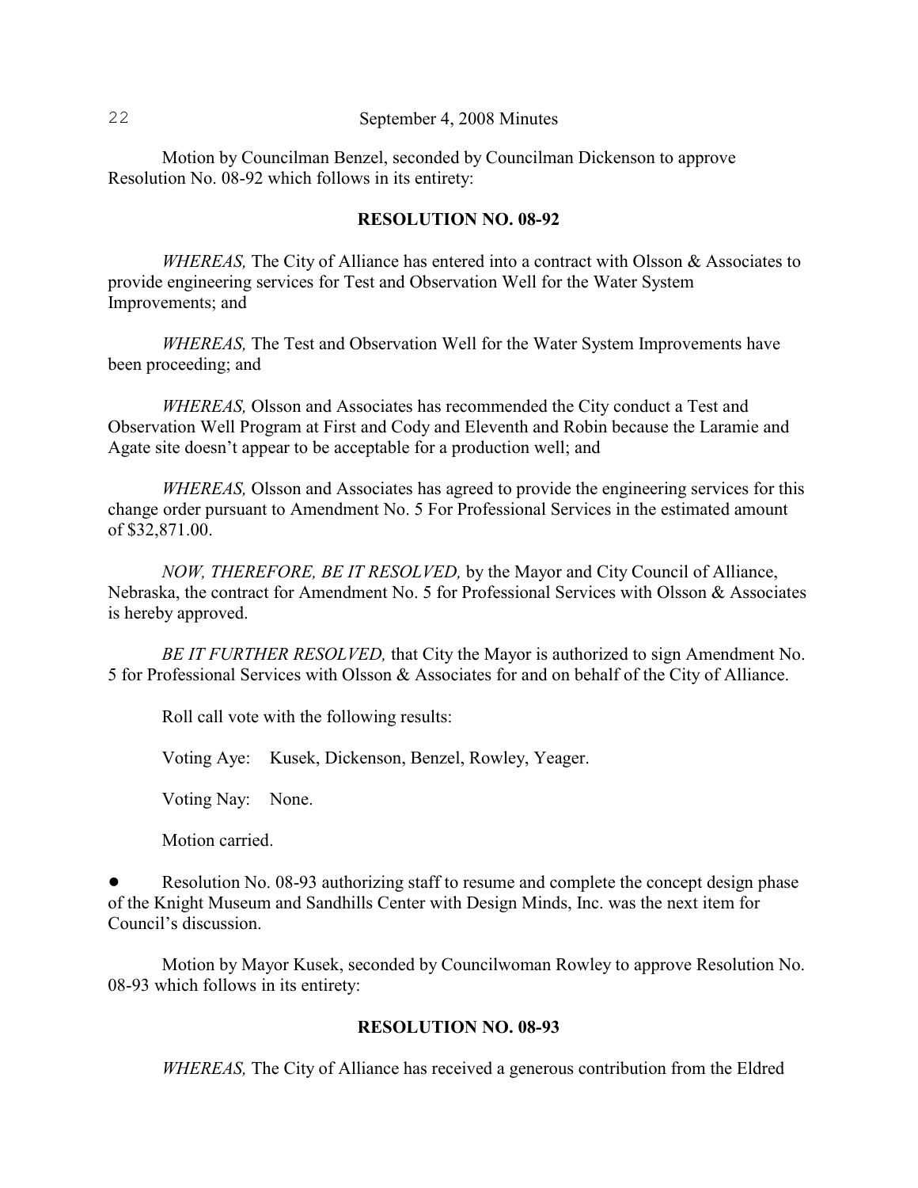Motion by Councilman Benzel, seconded by Councilman Dickenson to approve Resolution No. 08-92 which follows in its entirety:

**RESOLUTION NO. 08-92**

*WHEREAS,* The City of Alliance has entered into a contract with Olsson & Associates to provide engineering services for Test and Observation Well for the Water System Improvements; and

*WHEREAS,* The Test and Observation Well for the Water System Improvements have been proceeding; and

*WHEREAS,* Olsson and Associates has recommended the City conduct a Test and Observation Well Program at First and Cody and Eleventh and Robin because the Laramie and Agate site doesn't appear to be acceptable for a production well; and

*WHEREAS,* Olsson and Associates has agreed to provide the engineering services for this change order pursuant to Amendment No. 5 For Professional Services in the estimated amount of $32,871.00.

*NOW, THEREFORE, BE IT RESOLVED,* by the Mayor and City Council of Alliance, Nebraska, the contract for Amendment No. 5 for Professional Services with Olsson & Associates is hereby approved.

*BE IT FURTHER RESOLVED,* that City the Mayor is authorized to sign Amendment No. 5 for Professional Services with Olsson & Associates for and on behalf of the City of Alliance.

Roll call vote with the following results:

Voting Aye: Kusek, Dickenson, Benzel, Rowley, Yeager.

Voting Nay: None.

Motion carried.

- Resolution No. 08-93 authorizing staff to resume and complete the concept design phase of the Knight Museum and Sandhills Center with Design Minds, Inc. was the next item for Council's discussion.

Motion by Mayor Kusek, seconded by Councilwoman Rowley to approve Resolution No. 08-93 which follows in its entirety:

**RESOLUTION NO. 08-93**

*WHEREAS,* The City of Alliance has received a generous contribution from the Eldred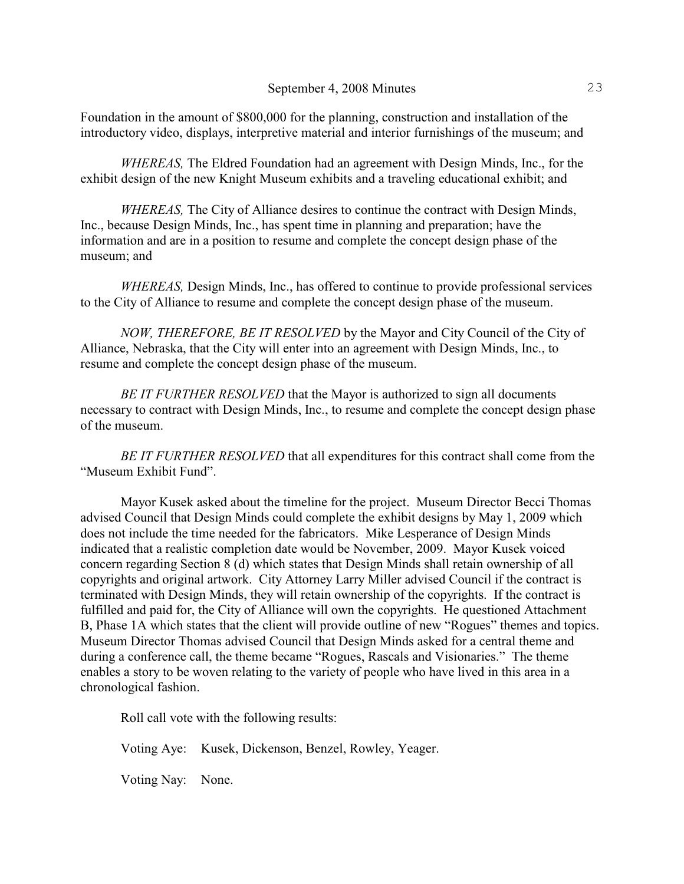Foundation in the amount of $800,000 for the planning, construction and installation of the introductory video, displays, interpretive material and interior furnishings of the museum; and

*WHEREAS,* The Eldred Foundation had an agreement with Design Minds, Inc., for the exhibit design of the new Knight Museum exhibits and a traveling educational exhibit; and

*WHEREAS,* The City of Alliance desires to continue the contract with Design Minds, Inc., because Design Minds, Inc., has spent time in planning and preparation; have the information and are in a position to resume and complete the concept design phase of the museum; and

*WHEREAS,* Design Minds, Inc., has offered to continue to provide professional services to the City of Alliance to resume and complete the concept design phase of the museum.

*NOW, THEREFORE, BE IT RESOLVED* by the Mayor and City Council of the City of Alliance, Nebraska, that the City will enter into an agreement with Design Minds, Inc., to resume and complete the concept design phase of the museum.

*BE IT FURTHER RESOLVED* that the Mayor is authorized to sign all documents necessary to contract with Design Minds, Inc., to resume and complete the concept design phase of the museum.

*BE IT FURTHER RESOLVED* that all expenditures for this contract shall come from the "Museum Exhibit Fund".

Mayor Kusek asked about the timeline for the project. Museum Director Becci Thomas advised Council that Design Minds could complete the exhibit designs by May 1, 2009 which does not include the time needed for the fabricators. Mike Lesperance of Design Minds indicated that a realistic completion date would be November, 2009. Mayor Kusek voiced concern regarding Section 8 (d) which states that Design Minds shall retain ownership of all copyrights and original artwork. City Attorney Larry Miller advised Council if the contract is terminated with Design Minds, they will retain ownership of the copyrights. If the contract is fulfilled and paid for, the City of Alliance will own the copyrights. He questioned Attachment B, Phase 1A which states that the client will provide outline of new "Rogues" themes and topics. Museum Director Thomas advised Council that Design Minds asked for a central theme and during a conference call, the theme became "Rogues, Rascals and Visionaries." The theme enables a story to be woven relating to the variety of people who have lived in this area in a chronological fashion.

Roll call vote with the following results:

Voting Aye: Kusek, Dickenson, Benzel, Rowley, Yeager.

Voting Nay: None.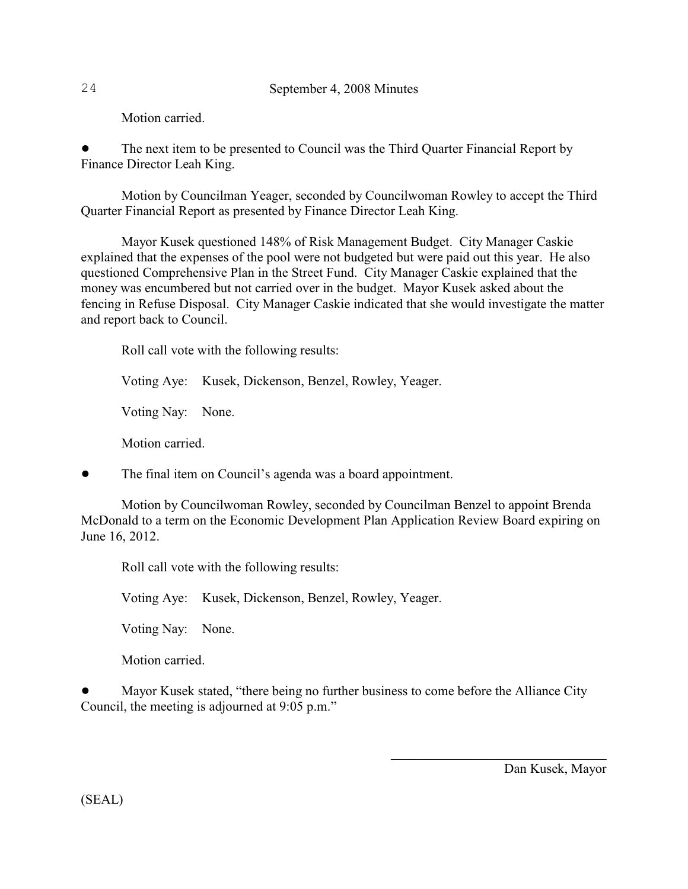Motion carried.

- The next item to be presented to Council was the Third Quarter Financial Report by Finance Director Leah King.

Motion by Councilman Yeager, seconded by Councilwoman Rowley to accept the Third Quarter Financial Report as presented by Finance Director Leah King.

Mayor Kusek questioned 148% of Risk Management Budget. City Manager Caskie explained that the expenses of the pool were not budgeted but were paid out this year. He also questioned Comprehensive Plan in the Street Fund. City Manager Caskie explained that the money was encumbered but not carried over in the budget. Mayor Kusek asked about the fencing in Refuse Disposal. City Manager Caskie indicated that she would investigate the matter and report back to Council.

Roll call vote with the following results:

Voting Aye: Kusek, Dickenson, Benzel, Rowley, Yeager.

Voting Nay: None.

Motion carried.

- The final item on Council's agenda was a board appointment.

Motion by Councilwoman Rowley, seconded by Councilman Benzel to appoint Brenda McDonald to a term on the Economic Development Plan Application Review Board expiring on June 16, 2012.

Roll call vote with the following results:

Voting Aye: Kusek, Dickenson, Benzel, Rowley, Yeager.

Voting Nay: None.

Motion carried.

- Mayor Kusek stated, "there being no further business to come before the Alliance City Council, the meeting is adjourned at 9:05 p.m."

\_\_\_\_\_\_\_\_\_\_\_\_\_\_\_\_\_\_\_\_\_\_\_\_\_\_\_\_\_\_\_\_

Dan Kusek, Mayor

(SEAL)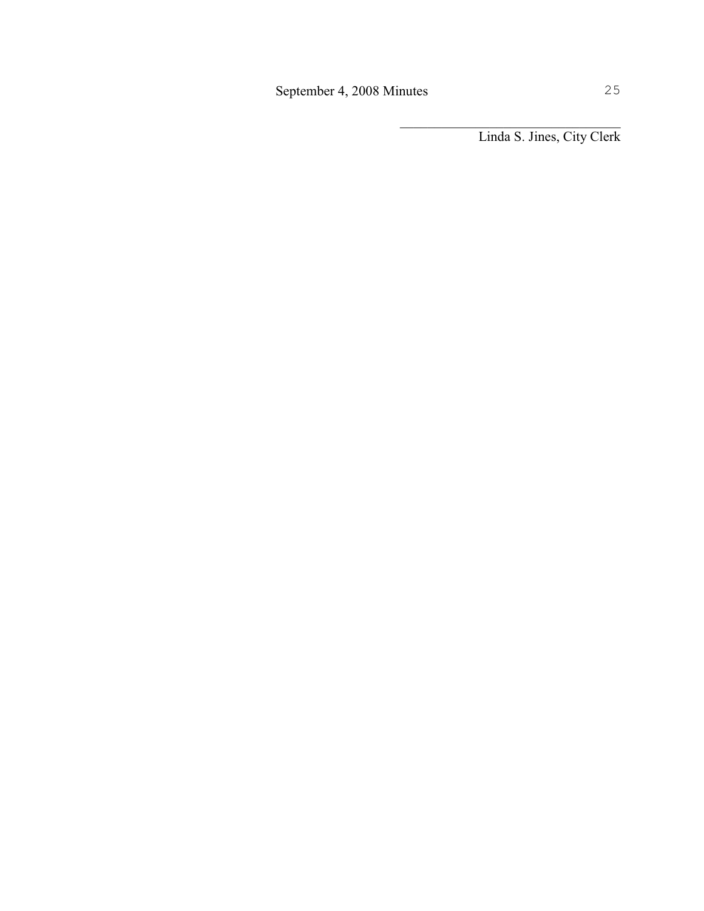\_\_\_\_\_\_\_\_\_\_\_\_\_\_\_\_\_\_\_\_\_\_\_\_\_\_\_\_\_\_\_\_\_\_\_

Linda S. Jines, City Clerk